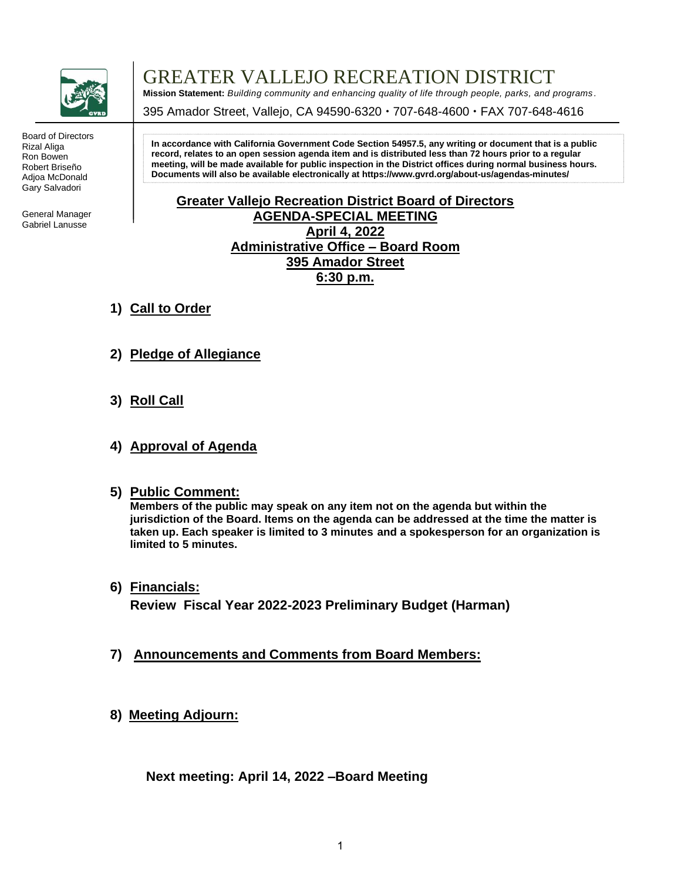# GREATER VALLEJO RECREATION DISTRICT

**Mission Statement:** *Building community and enhancing quality of life through people, parks, and programs.*

395 Amador Street, Vallejo, CA 94590-6320 • 707-648-4600 • FAX 707-648-4616

Board of Directors
Rizal Aliga
Ron Bowen
Robert Briseño
Adjoa McDonald
Gary Salvadori

General Manager
Gabriel Lanusse

**In accordance with California Government Code Section 54957.5, any writing or document that is a public record, relates to an open session agenda item and is distributed less than 72 hours prior to a regular meeting, will be made available for public inspection in the District offices during normal business hours. Documents will also be available electronically at https://www.gvrd.org/about-us/agendas-minutes/**

## Greater Vallejo Recreation District Board of Directors
## AGENDA-SPECIAL MEETING
## April 4, 2022
## Administrative Office – Board Room
## 395 Amador Street
## 6:30 p.m.

1) **Call to Order**

2) **Pledge of Allegiance**

3) **Roll Call**

4) **Approval of Agenda**

5) **Public Comment:**
   **Members of the public may speak on any item not on the agenda but within the jurisdiction of the Board. Items on the agenda can be addressed at the time the matter is taken up. Each speaker is limited to 3 minutes and a spokesperson for an organization is limited to 5 minutes.**

6) **Financials:**
   **Review Fiscal Year 2022-2023 Preliminary Budget (Harman)**

7) **Announcements and Comments from Board Members:**

8) **Meeting Adjourn:**

**Next meeting: April 14, 2022 –Board Meeting**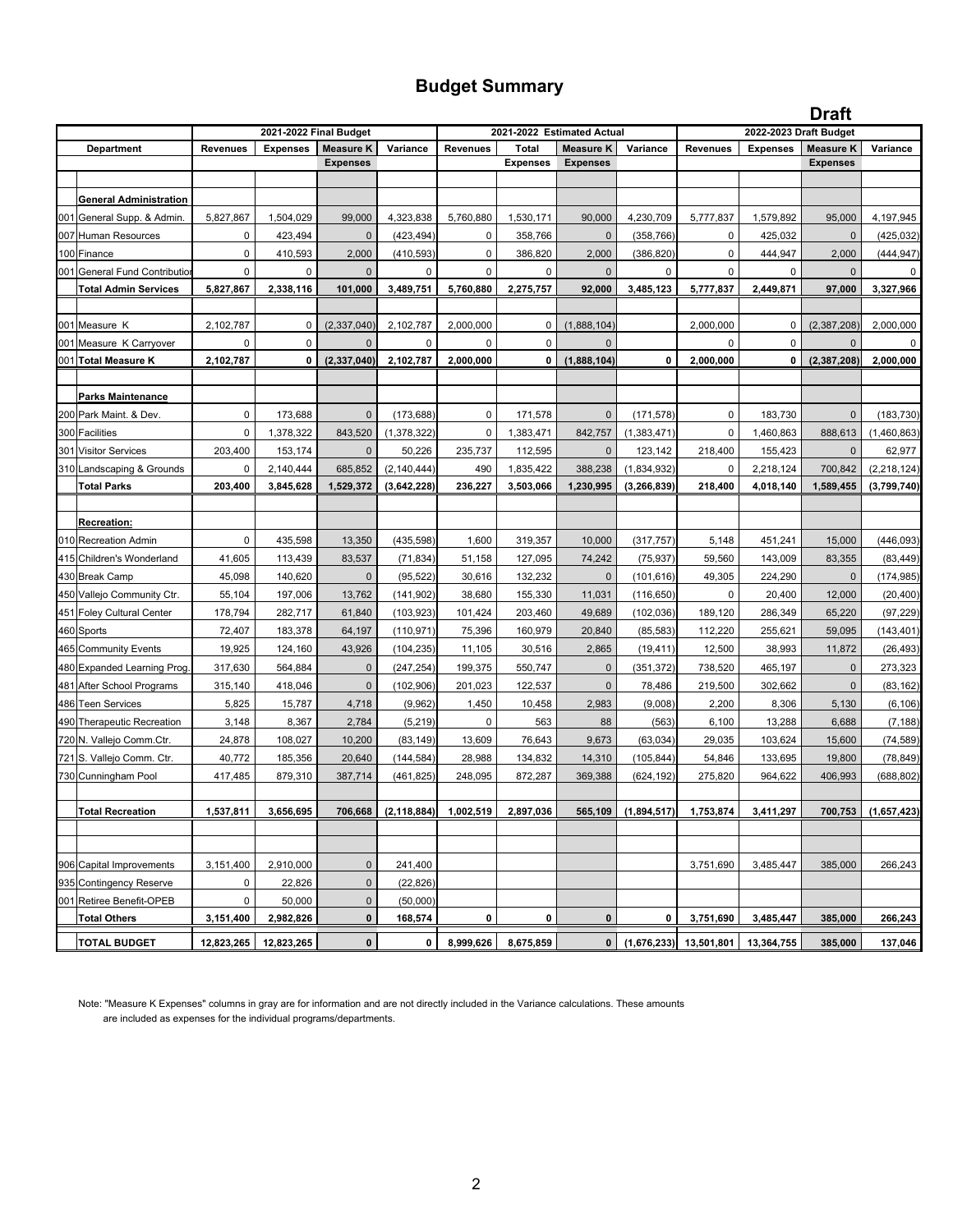# Budget Summary

**Draft**

| | Department | 2021-2022 Final Budget | | | | 2021-2022 Estimated Actual | | | | 2022-2023 Draft Budget | | | |
|---|---|---|---|---|---|---|---|---|---|---|---|---|---|
| | | Revenues | Expenses | Measure K Expenses | Variance | Revenues | Total Expenses | Measure K Expenses | Variance | Revenues | Expenses | Measure K Expenses | Variance |
| | **General Administration** | | | | | | | | | | | | |
| 001 | General Supp. & Admin. | 5,827,867 | 1,504,029 | 99,000 | 4,323,838 | 5,760,880 | 1,530,171 | 90,000 | 4,230,709 | 5,777,837 | 1,579,892 | 95,000 | 4,197,945 |
| 007 | Human Resources | 0 | 423,494 | 0 | (423,494) | 0 | 358,766 | 0 | (358,766) | 0 | 425,032 | 0 | (425,032) |
| 100 | Finance | 0 | 410,593 | 2,000 | (410,593) | 0 | 386,820 | 2,000 | (386,820) | 0 | 444,947 | 2,000 | (444,947) |
| 001 | General Fund Contribution | 0 | 0 | 0 | 0 | 0 | 0 | 0 | 0 | 0 | 0 | 0 | 0 |
| | **Total Admin Services** | **5,827,867** | **2,338,116** | **101,000** | **3,489,751** | **5,760,880** | **2,275,757** | **92,000** | **3,485,123** | **5,777,837** | **2,449,871** | **97,000** | **3,327,966** |
| 001 | Measure K | 2,102,787 | 0 | (2,337,040) | 2,102,787 | 2,000,000 | 0 | (1,888,104) | | 2,000,000 | 0 | (2,387,208) | 2,000,000 |
| 001 | Measure K Carryover | 0 | 0 | 0 | 0 | 0 | 0 | 0 | | 0 | 0 | 0 | 0 |
| 001 | **Total Measure K** | **2,102,787** | **0** | **(2,337,040)** | **2,102,787** | **2,000,000** | **0** | **(1,888,104)** | **0** | **2,000,000** | **0** | **(2,387,208)** | **2,000,000** |
| | **Parks Maintenance** | | | | | | | | | | | | |
| 200 | Park Maint. & Dev. | 0 | 173,688 | 0 | (173,688) | 0 | 171,578 | 0 | (171,578) | 0 | 183,730 | 0 | (183,730) |
| 300 | Facilities | 0 | 1,378,322 | 843,520 | (1,378,322) | 0 | 1,383,471 | 842,757 | (1,383,471) | 0 | 1,460,863 | 888,613 | (1,460,863) |
| 301 | Visitor Services | 203,400 | 153,174 | 0 | 50,226 | 235,737 | 112,595 | 0 | 123,142 | 218,400 | 155,423 | 0 | 62,977 |
| 310 | Landscaping & Grounds | 0 | 2,140,444 | 685,852 | (2,140,444) | 490 | 1,835,422 | 388,238 | (1,834,932) | 0 | 2,218,124 | 700,842 | (2,218,124) |
| | **Total Parks** | **203,400** | **3,845,628** | **1,529,372** | **(3,642,228)** | **236,227** | **3,503,066** | **1,230,995** | **(3,266,839)** | **218,400** | **4,018,140** | **1,589,455** | **(3,799,740)** |
| | **Recreation:** | | | | | | | | | | | | |
| 010 | Recreation Admin | 0 | 435,598 | 13,350 | (435,598) | 1,600 | 319,357 | 10,000 | (317,757) | 5,148 | 451,241 | 15,000 | (446,093) |
| 415 | Children's Wonderland | 41,605 | 113,439 | 83,537 | (71,834) | 51,158 | 127,095 | 74,242 | (75,937) | 59,560 | 143,009 | 83,355 | (83,449) |
| 430 | Break Camp | 45,098 | 140,620 | 0 | (95,522) | 30,616 | 132,232 | 0 | (101,616) | 49,305 | 224,290 | 0 | (174,985) |
| 450 | Vallejo Community Ctr. | 55,104 | 197,006 | 13,762 | (141,902) | 38,680 | 155,330 | 11,031 | (116,650) | 0 | 20,400 | 12,000 | (20,400) |
| 451 | Foley Cultural Center | 178,794 | 282,717 | 61,840 | (103,923) | 101,424 | 203,460 | 49,689 | (102,036) | 189,120 | 286,349 | 65,220 | (97,229) |
| 460 | Sports | 72,407 | 183,378 | 64,197 | (110,971) | 75,396 | 160,979 | 20,840 | (85,583) | 112,220 | 255,621 | 59,095 | (143,401) |
| 465 | Community Events | 19,925 | 124,160 | 43,926 | (104,235) | 11,105 | 30,516 | 2,865 | (19,411) | 12,500 | 38,993 | 11,872 | (26,493) |
| 480 | Expanded Learning Prog. | 317,630 | 564,884 | 0 | (247,254) | 199,375 | 550,747 | 0 | (351,372) | 738,520 | 465,197 | 0 | 273,323 |
| 481 | After School Programs | 315,140 | 418,046 | 0 | (102,906) | 201,023 | 122,537 | 0 | 78,486 | 219,500 | 302,662 | 0 | (83,162) |
| 486 | Teen Services | 5,825 | 15,787 | 4,718 | (9,962) | 1,450 | 10,458 | 2,983 | (9,008) | 2,200 | 8,306 | 5,130 | (6,106) |
| 490 | Therapeutic Recreation | 3,148 | 8,367 | 2,784 | (5,219) | 0 | 563 | 88 | (563) | 6,100 | 13,288 | 6,688 | (7,188) |
| 720 | N. Vallejo Comm.Ctr. | 24,878 | 108,027 | 10,200 | (83,149) | 13,609 | 76,643 | 9,673 | (63,034) | 29,035 | 103,624 | 15,600 | (74,589) |
| 721 | S. Vallejo Comm. Ctr. | 40,772 | 185,356 | 20,640 | (144,584) | 28,988 | 134,832 | 14,310 | (105,844) | 54,846 | 133,695 | 19,800 | (78,849) |
| 730 | Cunningham Pool | 417,485 | 879,310 | 387,714 | (461,825) | 248,095 | 872,287 | 369,388 | (624,192) | 275,820 | 964,622 | 406,993 | (688,802) |
| | **Total Recreation** | **1,537,811** | **3,656,695** | **706,668** | **(2,118,884)** | **1,002,519** | **2,897,036** | **565,109** | **(1,894,517)** | **1,753,874** | **3,411,297** | **700,753** | **(1,657,423)** |
| 906 | Capital Improvements | 3,151,400 | 2,910,000 | 0 | 241,400 | | | | | 3,751,690 | 3,485,447 | 385,000 | 266,243 |
| 935 | Contingency Reserve | 0 | 22,826 | 0 | (22,826) | | | | | | | | |
| 001 | Retiree Benefit-OPEB | 0 | 50,000 | 0 | (50,000) | | | | | | | | |
| | **Total Others** | **3,151,400** | **2,982,826** | **0** | **168,574** | **0** | **0** | **0** | **0** | **3,751,690** | **3,485,447** | **385,000** | **266,243** |
| | **TOTAL BUDGET** | **12,823,265** | **12,823,265** | **0** | **0** | **8,999,626** | **8,675,859** | **0** | **(1,676,233)** | **13,501,801** | **13,364,755** | **385,000** | **137,046** |

Note: "Measure K Expenses" columns in gray are for information and are not directly included in the Variance calculations. These amounts are included as expenses for the individual programs/departments.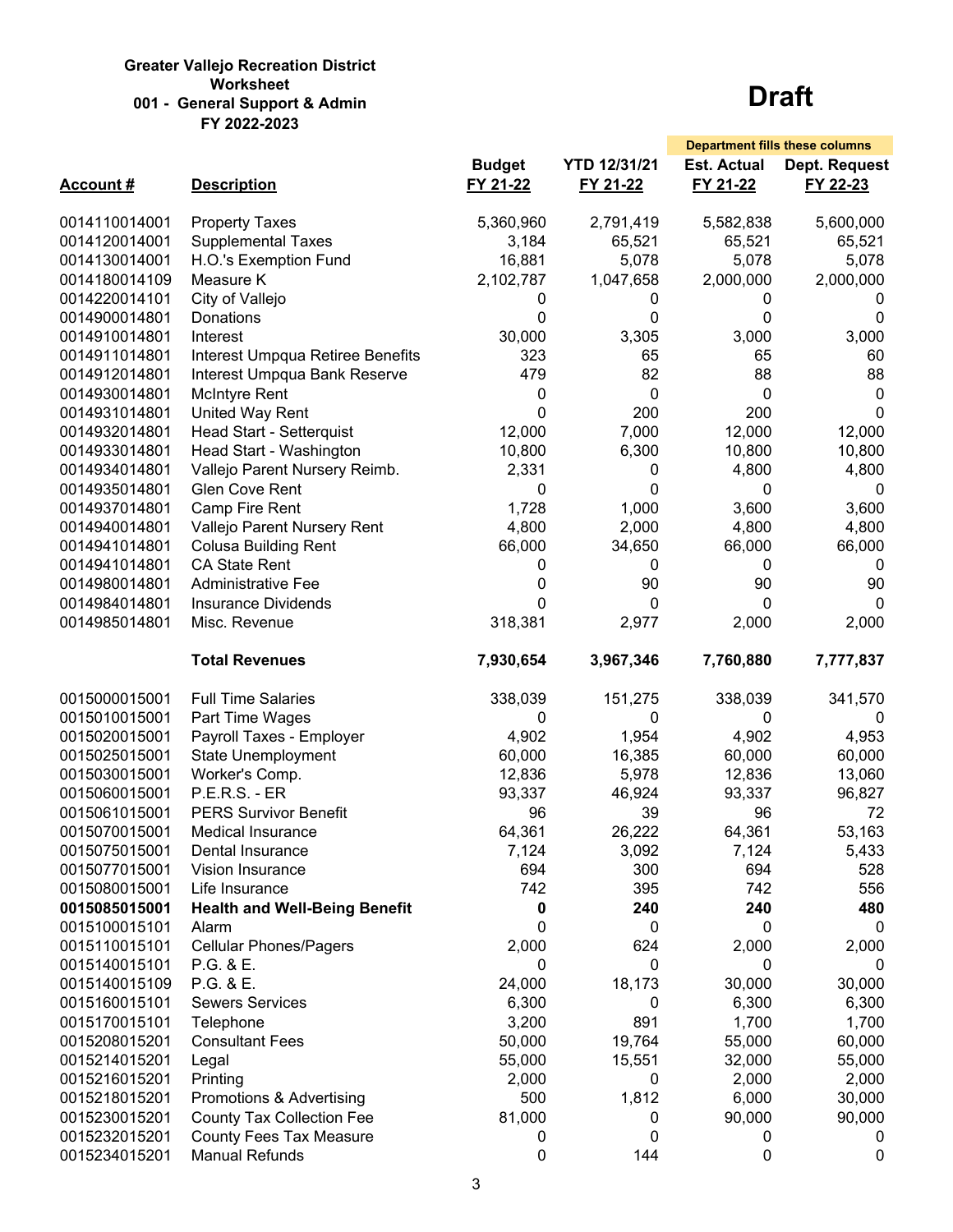**Greater Vallejo Recreation District**
**Worksheet**
**001 - General Support & Admin**
**FY 2022-2023**

# Draft

| Account # | Description | Budget FY 21-22 | YTD 12/31/21 FY 21-22 | Est. Actual FY 21-22 | Dept. Request FY 22-23 |
|---|---|---|---|---|---|
| | | | | *Department fills these columns* | |
| 0014110014001 | Property Taxes | 5,360,960 | 2,791,419 | 5,582,838 | 5,600,000 |
| 0014120014001 | Supplemental Taxes | 3,184 | 65,521 | 65,521 | 65,521 |
| 0014130014001 | H.O.'s Exemption Fund | 16,881 | 5,078 | 5,078 | 5,078 |
| 0014180014109 | Measure K | 2,102,787 | 1,047,658 | 2,000,000 | 2,000,000 |
| 0014220014101 | City of Vallejo | 0 | 0 | 0 | 0 |
| 0014900014801 | Donations | 0 | 0 | 0 | 0 |
| 0014910014801 | Interest | 30,000 | 3,305 | 3,000 | 3,000 |
| 0014911014801 | Interest Umpqua Retiree Benefits | 323 | 65 | 65 | 60 |
| 0014912014801 | Interest Umpqua Bank Reserve | 479 | 82 | 88 | 88 |
| 0014930014801 | McIntyre Rent | 0 | 0 | 0 | 0 |
| 0014931014801 | United Way Rent | 0 | 200 | 200 | 0 |
| 0014932014801 | Head Start - Setterquist | 12,000 | 7,000 | 12,000 | 12,000 |
| 0014933014801 | Head Start - Washington | 10,800 | 6,300 | 10,800 | 10,800 |
| 0014934014801 | Vallejo Parent Nursery Reimb. | 2,331 | 0 | 4,800 | 4,800 |
| 0014935014801 | Glen Cove Rent | 0 | 0 | 0 | 0 |
| 0014937014801 | Camp Fire Rent | 1,728 | 1,000 | 3,600 | 3,600 |
| 0014940014801 | Vallejo Parent Nursery Rent | 4,800 | 2,000 | 4,800 | 4,800 |
| 0014941014801 | Colusa Building Rent | 66,000 | 34,650 | 66,000 | 66,000 |
| 0014941014801 | CA State Rent | 0 | 0 | 0 | 0 |
| 0014980014801 | Administrative Fee | 0 | 90 | 90 | 90 |
| 0014984014801 | Insurance Dividends | 0 | 0 | 0 | 0 |
| 0014985014801 | Misc. Revenue | 318,381 | 2,977 | 2,000 | 2,000 |
| | **Total Revenues** | **7,930,654** | **3,967,346** | **7,760,880** | **7,777,837** |
| 0015000015001 | Full Time Salaries | 338,039 | 151,275 | 338,039 | 341,570 |
| 0015010015001 | Part Time Wages | 0 | 0 | 0 | 0 |
| 0015020015001 | Payroll Taxes - Employer | 4,902 | 1,954 | 4,902 | 4,953 |
| 0015025015001 | State Unemployment | 60,000 | 16,385 | 60,000 | 60,000 |
| 0015030015001 | Worker's Comp. | 12,836 | 5,978 | 12,836 | 13,060 |
| 0015060015001 | P.E.R.S. - ER | 93,337 | 46,924 | 93,337 | 96,827 |
| 0015061015001 | PERS Survivor Benefit | 96 | 39 | 96 | 72 |
| 0015070015001 | Medical Insurance | 64,361 | 26,222 | 64,361 | 53,163 |
| 0015075015001 | Dental Insurance | 7,124 | 3,092 | 7,124 | 5,433 |
| 0015077015001 | Vision Insurance | 694 | 300 | 694 | 528 |
| 0015080015001 | Life Insurance | 742 | 395 | 742 | 556 |
| **0015085015001** | **Health and Well-Being Benefit** | **0** | **240** | **240** | **480** |
| 0015100015101 | Alarm | 0 | 0 | 0 | 0 |
| 0015110015101 | Cellular Phones/Pagers | 2,000 | 624 | 2,000 | 2,000 |
| 0015140015101 | P.G. & E. | 0 | 0 | 0 | 0 |
| 0015140015109 | P.G. & E. | 24,000 | 18,173 | 30,000 | 30,000 |
| 0015160015101 | Sewers Services | 6,300 | 0 | 6,300 | 6,300 |
| 0015170015101 | Telephone | 3,200 | 891 | 1,700 | 1,700 |
| 0015208015201 | Consultant Fees | 50,000 | 19,764 | 55,000 | 60,000 |
| 0015214015201 | Legal | 55,000 | 15,551 | 32,000 | 55,000 |
| 0015216015201 | Printing | 2,000 | 0 | 2,000 | 2,000 |
| 0015218015201 | Promotions & Advertising | 500 | 1,812 | 6,000 | 30,000 |
| 0015230015201 | County Tax Collection Fee | 81,000 | 0 | 90,000 | 90,000 |
| 0015232015201 | County Fees Tax Measure | 0 | 0 | 0 | 0 |
| 0015234015201 | Manual Refunds | 0 | 144 | 0 | 0 |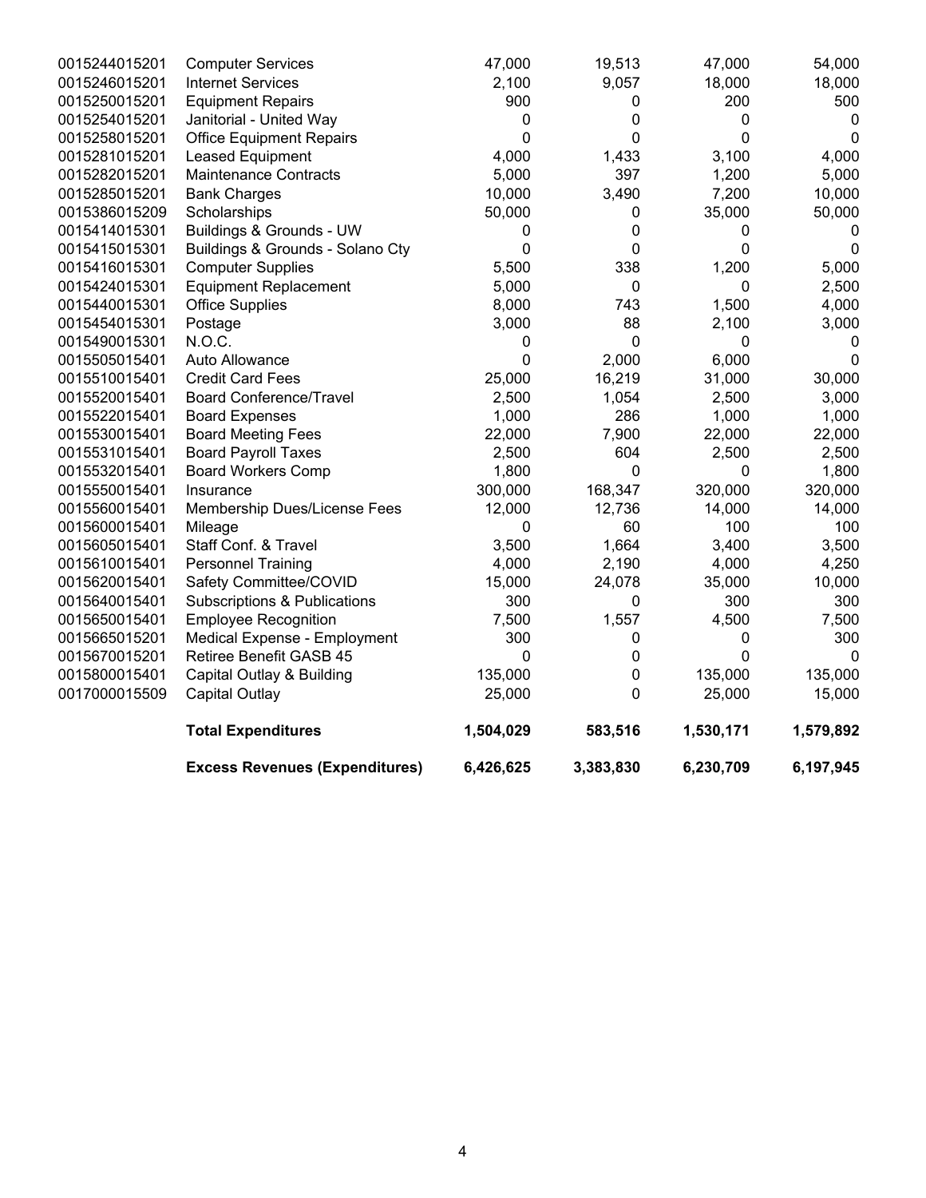| | | | | | |
|---|---|---|---|---|---|
| 0015244015201 | Computer Services | 47,000 | 19,513 | 47,000 | 54,000 |
| 0015246015201 | Internet Services | 2,100 | 9,057 | 18,000 | 18,000 |
| 0015250015201 | Equipment Repairs | 900 | 0 | 200 | 500 |
| 0015254015201 | Janitorial - United Way | 0 | 0 | 0 | 0 |
| 0015258015201 | Office Equipment Repairs | 0 | 0 | 0 | 0 |
| 0015281015201 | Leased Equipment | 4,000 | 1,433 | 3,100 | 4,000 |
| 0015282015201 | Maintenance Contracts | 5,000 | 397 | 1,200 | 5,000 |
| 0015285015201 | Bank Charges | 10,000 | 3,490 | 7,200 | 10,000 |
| 0015386015209 | Scholarships | 50,000 | 0 | 35,000 | 50,000 |
| 0015414015301 | Buildings & Grounds - UW | 0 | 0 | 0 | 0 |
| 0015415015301 | Buildings & Grounds - Solano Cty | 0 | 0 | 0 | 0 |
| 0015416015301 | Computer Supplies | 5,500 | 338 | 1,200 | 5,000 |
| 0015424015301 | Equipment Replacement | 5,000 | 0 | 0 | 2,500 |
| 0015440015301 | Office Supplies | 8,000 | 743 | 1,500 | 4,000 |
| 0015454015301 | Postage | 3,000 | 88 | 2,100 | 3,000 |
| 0015490015301 | N.O.C. | 0 | 0 | 0 | 0 |
| 0015505015401 | Auto Allowance | 0 | 2,000 | 6,000 | 0 |
| 0015510015401 | Credit Card Fees | 25,000 | 16,219 | 31,000 | 30,000 |
| 0015520015401 | Board Conference/Travel | 2,500 | 1,054 | 2,500 | 3,000 |
| 0015522015401 | Board Expenses | 1,000 | 286 | 1,000 | 1,000 |
| 0015530015401 | Board Meeting Fees | 22,000 | 7,900 | 22,000 | 22,000 |
| 0015531015401 | Board Payroll Taxes | 2,500 | 604 | 2,500 | 2,500 |
| 0015532015401 | Board Workers Comp | 1,800 | 0 | 0 | 1,800 |
| 0015550015401 | Insurance | 300,000 | 168,347 | 320,000 | 320,000 |
| 0015560015401 | Membership Dues/License Fees | 12,000 | 12,736 | 14,000 | 14,000 |
| 0015600015401 | Mileage | 0 | 60 | 100 | 100 |
| 0015605015401 | Staff Conf. & Travel | 3,500 | 1,664 | 3,400 | 3,500 |
| 0015610015401 | Personnel Training | 4,000 | 2,190 | 4,000 | 4,250 |
| 0015620015401 | Safety Committee/COVID | 15,000 | 24,078 | 35,000 | 10,000 |
| 0015640015401 | Subscriptions & Publications | 300 | 0 | 300 | 300 |
| 0015650015401 | Employee Recognition | 7,500 | 1,557 | 4,500 | 7,500 |
| 0015665015201 | Medical Expense - Employment | 300 | 0 | 0 | 300 |
| 0015670015201 | Retiree Benefit GASB 45 | 0 | 0 | 0 | 0 |
| 0015800015401 | Capital Outlay & Building | 135,000 | 0 | 135,000 | 135,000 |
| 0017000015509 | Capital Outlay | 25,000 | 0 | 25,000 | 15,000 |
| | **Total Expenditures** | **1,504,029** | **583,516** | **1,530,171** | **1,579,892** |
| | **Excess Revenues (Expenditures)** | **6,426,625** | **3,383,830** | **6,230,709** | **6,197,945** |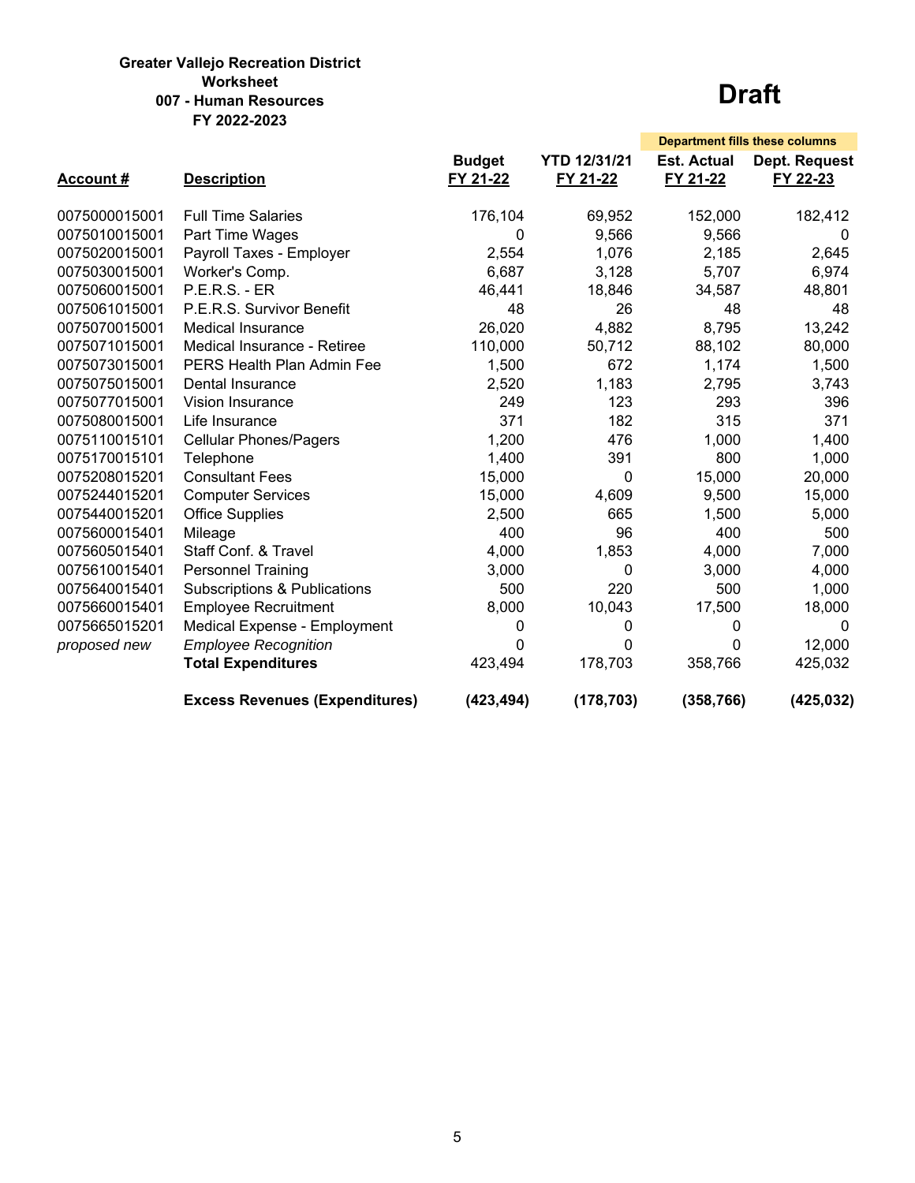**Greater Vallejo Recreation District**
**Worksheet**
**007 - Human Resources**
**FY 2022-2023**

# Draft

| Account # | Description | Budget FY 21-22 | YTD 12/31/21 FY 21-22 | Est. Actual FY 21-22 | Dept. Request FY 22-23 |
|---|---|---|---|---|---|
| | | | | Department fills these columns | |
| 0075000015001 | Full Time Salaries | 176,104 | 69,952 | 152,000 | 182,412 |
| 0075010015001 | Part Time Wages | 0 | 9,566 | 9,566 | 0 |
| 0075020015001 | Payroll Taxes - Employer | 2,554 | 1,076 | 2,185 | 2,645 |
| 0075030015001 | Worker's Comp. | 6,687 | 3,128 | 5,707 | 6,974 |
| 0075060015001 | P.E.R.S. - ER | 46,441 | 18,846 | 34,587 | 48,801 |
| 0075061015001 | P.E.R.S. Survivor Benefit | 48 | 26 | 48 | 48 |
| 0075070015001 | Medical Insurance | 26,020 | 4,882 | 8,795 | 13,242 |
| 0075071015001 | Medical Insurance - Retiree | 110,000 | 50,712 | 88,102 | 80,000 |
| 0075073015001 | PERS Health Plan Admin Fee | 1,500 | 672 | 1,174 | 1,500 |
| 0075075015001 | Dental Insurance | 2,520 | 1,183 | 2,795 | 3,743 |
| 0075077015001 | Vision Insurance | 249 | 123 | 293 | 396 |
| 0075080015001 | Life Insurance | 371 | 182 | 315 | 371 |
| 0075110015101 | Cellular Phones/Pagers | 1,200 | 476 | 1,000 | 1,400 |
| 0075170015101 | Telephone | 1,400 | 391 | 800 | 1,000 |
| 0075208015201 | Consultant Fees | 15,000 | 0 | 15,000 | 20,000 |
| 0075244015201 | Computer Services | 15,000 | 4,609 | 9,500 | 15,000 |
| 0075440015201 | Office Supplies | 2,500 | 665 | 1,500 | 5,000 |
| 0075600015401 | Mileage | 400 | 96 | 400 | 500 |
| 0075605015401 | Staff Conf. & Travel | 4,000 | 1,853 | 4,000 | 7,000 |
| 0075610015401 | Personnel Training | 3,000 | 0 | 3,000 | 4,000 |
| 0075640015401 | Subscriptions & Publications | 500 | 220 | 500 | 1,000 |
| 0075660015401 | Employee Recruitment | 8,000 | 10,043 | 17,500 | 18,000 |
| 0075665015201 | Medical Expense - Employment | 0 | 0 | 0 | 0 |
| *proposed new* | *Employee Recognition* | 0 | 0 | 0 | 12,000 |
| | **Total Expenditures** | 423,494 | 178,703 | 358,766 | 425,032 |
| | **Excess Revenues (Expenditures)** | **(423,494)** | **(178,703)** | **(358,766)** | **(425,032)** |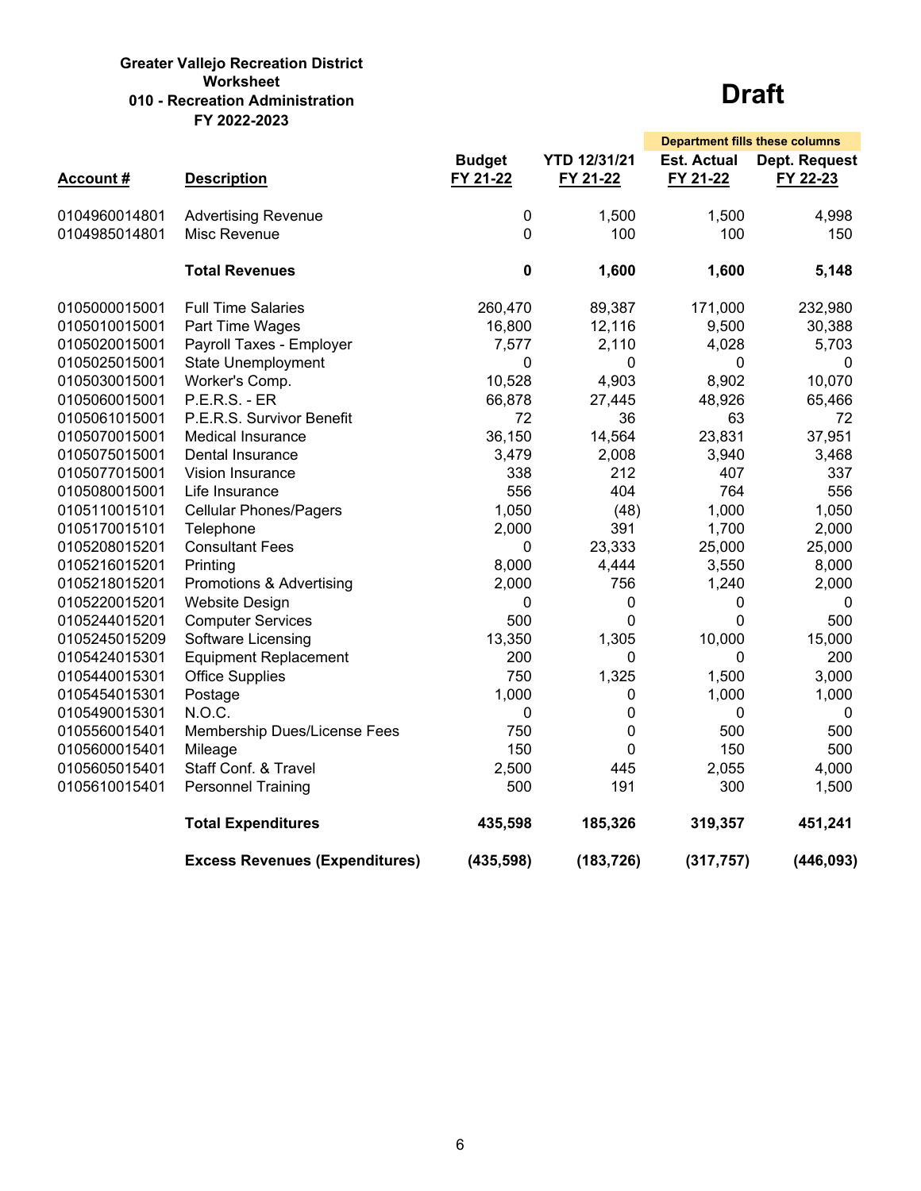**Greater Vallejo Recreation District**
**Worksheet**
**010 - Recreation Administration**
**FY 2022-2023**

# Draft

| Account # | Description | Budget FY 21-22 | YTD 12/31/21 FY 21-22 | Est. Actual FY 21-22 (Department fills these columns) | Dept. Request FY 22-23 (Department fills these columns) |
|---|---|---|---|---|---|
| 0104960014801 | Advertising Revenue | 0 | 1,500 | 1,500 | 4,998 |
| 0104985014801 | Misc Revenue | 0 | 100 | 100 | 150 |
| | **Total Revenues** | **0** | **1,600** | **1,600** | **5,148** |
| 0105000015001 | Full Time Salaries | 260,470 | 89,387 | 171,000 | 232,980 |
| 0105010015001 | Part Time Wages | 16,800 | 12,116 | 9,500 | 30,388 |
| 0105020015001 | Payroll Taxes - Employer | 7,577 | 2,110 | 4,028 | 5,703 |
| 0105025015001 | State Unemployment | 0 | 0 | 0 | 0 |
| 0105030015001 | Worker's Comp. | 10,528 | 4,903 | 8,902 | 10,070 |
| 0105060015001 | P.E.R.S. - ER | 66,878 | 27,445 | 48,926 | 65,466 |
| 0105061015001 | P.E.R.S. Survivor Benefit | 72 | 36 | 63 | 72 |
| 0105070015001 | Medical Insurance | 36,150 | 14,564 | 23,831 | 37,951 |
| 0105075015001 | Dental Insurance | 3,479 | 2,008 | 3,940 | 3,468 |
| 0105077015001 | Vision Insurance | 338 | 212 | 407 | 337 |
| 0105080015001 | Life Insurance | 556 | 404 | 764 | 556 |
| 0105110015101 | Cellular Phones/Pagers | 1,050 | (48) | 1,000 | 1,050 |
| 0105170015101 | Telephone | 2,000 | 391 | 1,700 | 2,000 |
| 0105208015201 | Consultant Fees | 0 | 23,333 | 25,000 | 25,000 |
| 0105216015201 | Printing | 8,000 | 4,444 | 3,550 | 8,000 |
| 0105218015201 | Promotions & Advertising | 2,000 | 756 | 1,240 | 2,000 |
| 0105220015201 | Website Design | 0 | 0 | 0 | 0 |
| 0105244015201 | Computer Services | 500 | 0 | 0 | 500 |
| 0105245015209 | Software Licensing | 13,350 | 1,305 | 10,000 | 15,000 |
| 0105424015301 | Equipment Replacement | 200 | 0 | 0 | 200 |
| 0105440015301 | Office Supplies | 750 | 1,325 | 1,500 | 3,000 |
| 0105454015301 | Postage | 1,000 | 0 | 1,000 | 1,000 |
| 0105490015301 | N.O.C. | 0 | 0 | 0 | 0 |
| 0105560015401 | Membership Dues/License Fees | 750 | 0 | 500 | 500 |
| 0105600015401 | Mileage | 150 | 0 | 150 | 500 |
| 0105605015401 | Staff Conf. & Travel | 2,500 | 445 | 2,055 | 4,000 |
| 0105610015401 | Personnel Training | 500 | 191 | 300 | 1,500 |
| | **Total Expenditures** | **435,598** | **185,326** | **319,357** | **451,241** |
| | **Excess Revenues (Expenditures)** | **(435,598)** | **(183,726)** | **(317,757)** | **(446,093)** |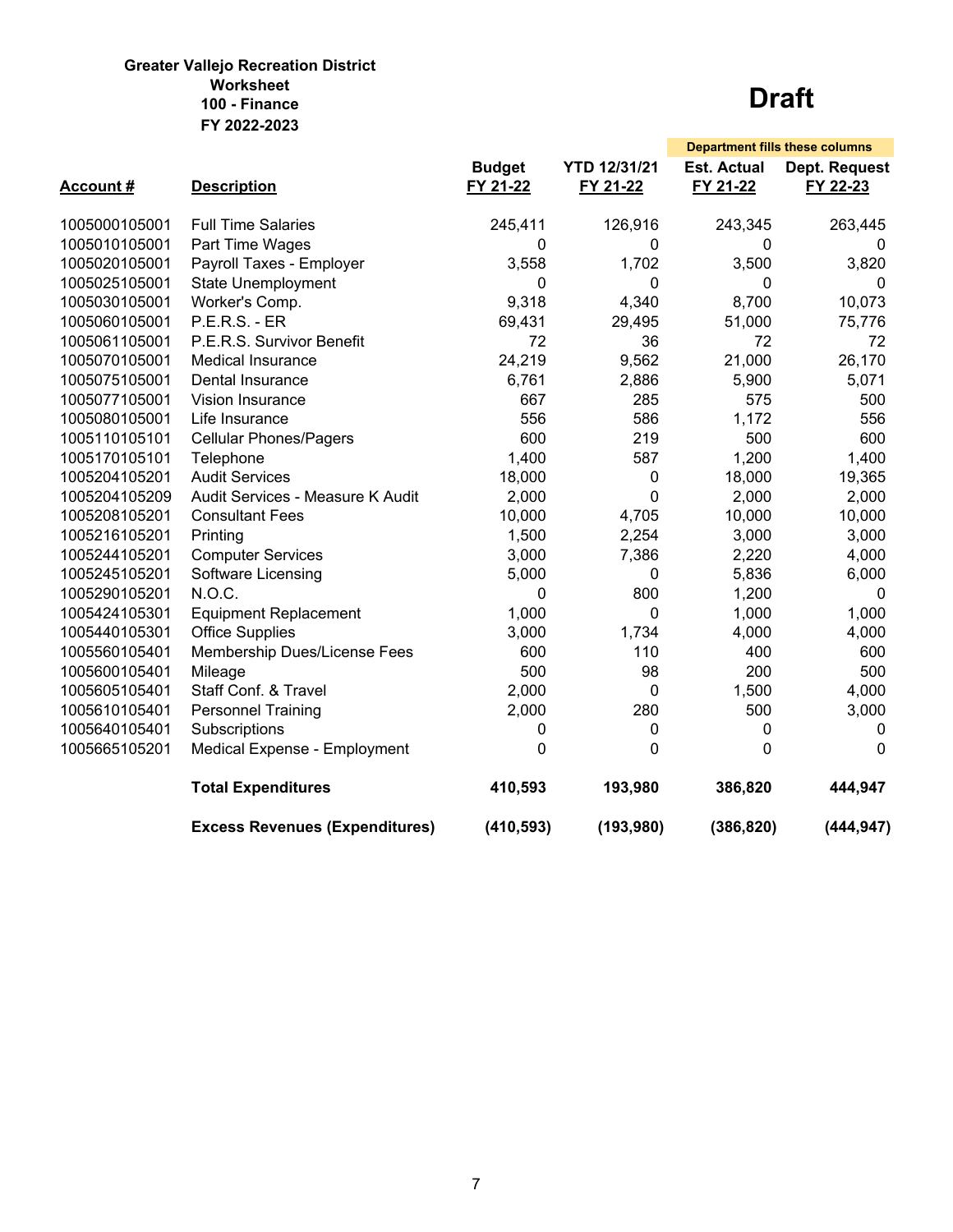**Greater Vallejo Recreation District**
**Worksheet**
**100 - Finance**
**FY 2022-2023**

# Draft

| Account # | Description | Budget FY 21-22 | YTD 12/31/21 FY 21-22 | Est. Actual FY 21-22 | Dept. Request FY 22-23 |
|---|---|---|---|---|---|
| | | | | Department fills these columns | |
| 1005000105001 | Full Time Salaries | 245,411 | 126,916 | 243,345 | 263,445 |
| 1005010105001 | Part Time Wages | 0 | 0 | 0 | 0 |
| 1005020105001 | Payroll Taxes - Employer | 3,558 | 1,702 | 3,500 | 3,820 |
| 1005025105001 | State Unemployment | 0 | 0 | 0 | 0 |
| 1005030105001 | Worker's Comp. | 9,318 | 4,340 | 8,700 | 10,073 |
| 1005060105001 | P.E.R.S. - ER | 69,431 | 29,495 | 51,000 | 75,776 |
| 1005061105001 | P.E.R.S. Survivor Benefit | 72 | 36 | 72 | 72 |
| 1005070105001 | Medical Insurance | 24,219 | 9,562 | 21,000 | 26,170 |
| 1005075105001 | Dental Insurance | 6,761 | 2,886 | 5,900 | 5,071 |
| 1005077105001 | Vision Insurance | 667 | 285 | 575 | 500 |
| 1005080105001 | Life Insurance | 556 | 586 | 1,172 | 556 |
| 1005110105101 | Cellular Phones/Pagers | 600 | 219 | 500 | 600 |
| 1005170105101 | Telephone | 1,400 | 587 | 1,200 | 1,400 |
| 1005204105201 | Audit Services | 18,000 | 0 | 18,000 | 19,365 |
| 1005204105209 | Audit Services - Measure K Audit | 2,000 | 0 | 2,000 | 2,000 |
| 1005208105201 | Consultant Fees | 10,000 | 4,705 | 10,000 | 10,000 |
| 1005216105201 | Printing | 1,500 | 2,254 | 3,000 | 3,000 |
| 1005244105201 | Computer Services | 3,000 | 7,386 | 2,220 | 4,000 |
| 1005245105201 | Software Licensing | 5,000 | 0 | 5,836 | 6,000 |
| 1005290105201 | N.O.C. | 0 | 800 | 1,200 | 0 |
| 1005424105301 | Equipment Replacement | 1,000 | 0 | 1,000 | 1,000 |
| 1005440105301 | Office Supplies | 3,000 | 1,734 | 4,000 | 4,000 |
| 1005560105401 | Membership Dues/License Fees | 600 | 110 | 400 | 600 |
| 1005600105401 | Mileage | 500 | 98 | 200 | 500 |
| 1005605105401 | Staff Conf. & Travel | 2,000 | 0 | 1,500 | 4,000 |
| 1005610105401 | Personnel Training | 2,000 | 280 | 500 | 3,000 |
| 1005640105401 | Subscriptions | 0 | 0 | 0 | 0 |
| 1005665105201 | Medical Expense - Employment | 0 | 0 | 0 | 0 |
| | **Total Expenditures** | **410,593** | **193,980** | **386,820** | **444,947** |
| | **Excess Revenues (Expenditures)** | **(410,593)** | **(193,980)** | **(386,820)** | **(444,947)** |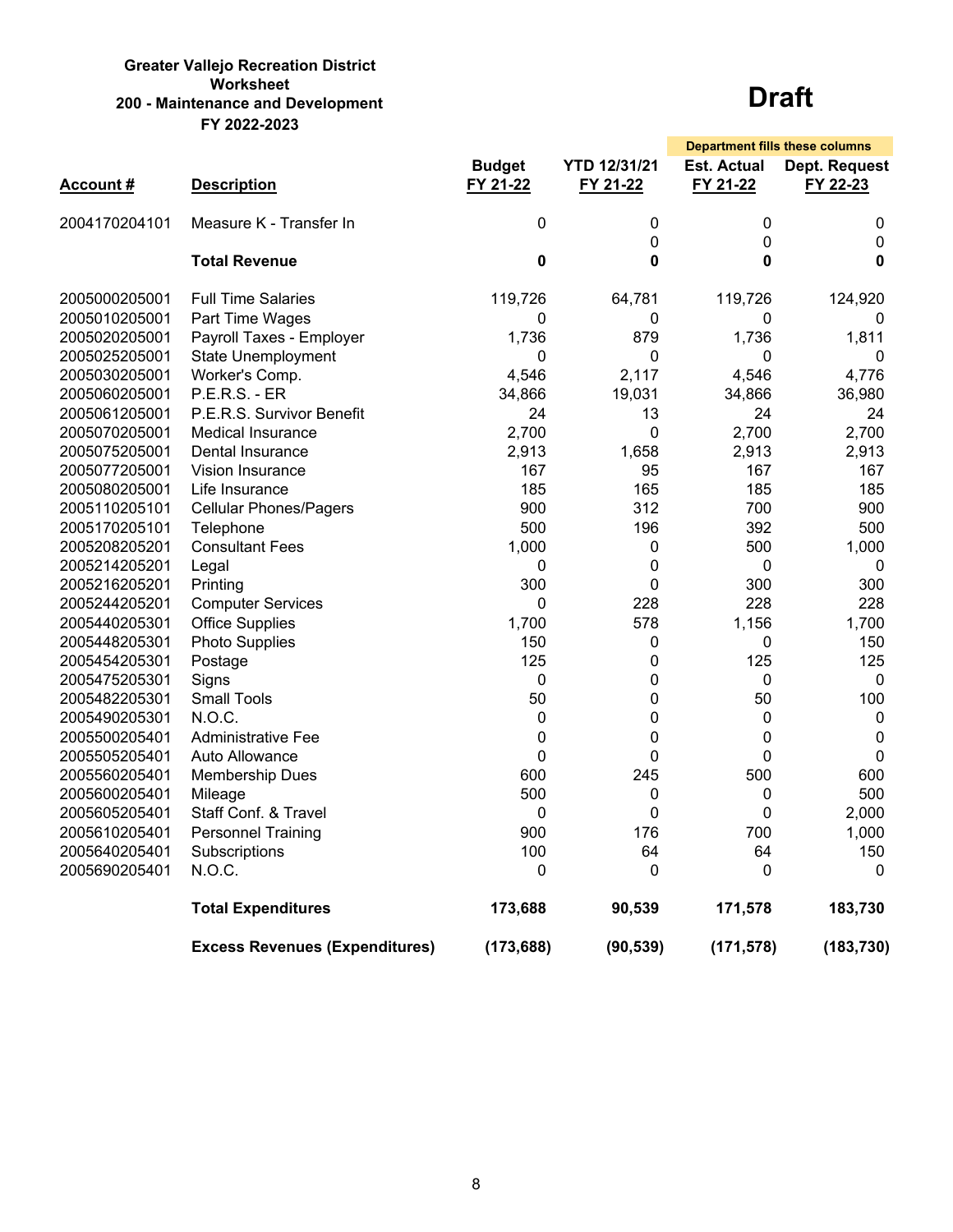**Greater Vallejo Recreation District**
**Worksheet**
**200 - Maintenance and Development**
**FY 2022-2023**

# Draft

| Account # | Description | Budget FY 21-22 | YTD 12/31/21 FY 21-22 | Est. Actual FY 21-22 | Dept. Request FY 22-23 |
|---|---|---|---|---|---|
| | | | | Department fills these columns | |
| 2004170204101 | Measure K - Transfer In | 0 | 0 | 0 | 0 |
| | | | 0 | 0 | 0 |
| | **Total Revenue** | **0** | **0** | **0** | **0** |
| 2005000205001 | Full Time Salaries | 119,726 | 64,781 | 119,726 | 124,920 |
| 2005010205001 | Part Time Wages | 0 | 0 | 0 | 0 |
| 2005020205001 | Payroll Taxes - Employer | 1,736 | 879 | 1,736 | 1,811 |
| 2005025205001 | State Unemployment | 0 | 0 | 0 | 0 |
| 2005030205001 | Worker's Comp. | 4,546 | 2,117 | 4,546 | 4,776 |
| 2005060205001 | P.E.R.S. - ER | 34,866 | 19,031 | 34,866 | 36,980 |
| 2005061205001 | P.E.R.S. Survivor Benefit | 24 | 13 | 24 | 24 |
| 2005070205001 | Medical Insurance | 2,700 | 0 | 2,700 | 2,700 |
| 2005075205001 | Dental Insurance | 2,913 | 1,658 | 2,913 | 2,913 |
| 2005077205001 | Vision Insurance | 167 | 95 | 167 | 167 |
| 2005080205001 | Life Insurance | 185 | 165 | 185 | 185 |
| 2005110205101 | Cellular Phones/Pagers | 900 | 312 | 700 | 900 |
| 2005170205101 | Telephone | 500 | 196 | 392 | 500 |
| 2005208205201 | Consultant Fees | 1,000 | 0 | 500 | 1,000 |
| 2005214205201 | Legal | 0 | 0 | 0 | 0 |
| 2005216205201 | Printing | 300 | 0 | 300 | 300 |
| 2005244205201 | Computer Services | 0 | 228 | 228 | 228 |
| 2005440205301 | Office Supplies | 1,700 | 578 | 1,156 | 1,700 |
| 2005448205301 | Photo Supplies | 150 | 0 | 0 | 150 |
| 2005454205301 | Postage | 125 | 0 | 125 | 125 |
| 2005475205301 | Signs | 0 | 0 | 0 | 0 |
| 2005482205301 | Small Tools | 50 | 0 | 50 | 100 |
| 2005490205301 | N.O.C. | 0 | 0 | 0 | 0 |
| 2005500205401 | Administrative Fee | 0 | 0 | 0 | 0 |
| 2005505205401 | Auto Allowance | 0 | 0 | 0 | 0 |
| 2005560205401 | Membership Dues | 600 | 245 | 500 | 600 |
| 2005600205401 | Mileage | 500 | 0 | 0 | 500 |
| 2005605205401 | Staff Conf. & Travel | 0 | 0 | 0 | 2,000 |
| 2005610205401 | Personnel Training | 900 | 176 | 700 | 1,000 |
| 2005640205401 | Subscriptions | 100 | 64 | 64 | 150 |
| 2005690205401 | N.O.C. | 0 | 0 | 0 | 0 |
| | **Total Expenditures** | **173,688** | **90,539** | **171,578** | **183,730** |
| | **Excess Revenues (Expenditures)** | **(173,688)** | **(90,539)** | **(171,578)** | **(183,730)** |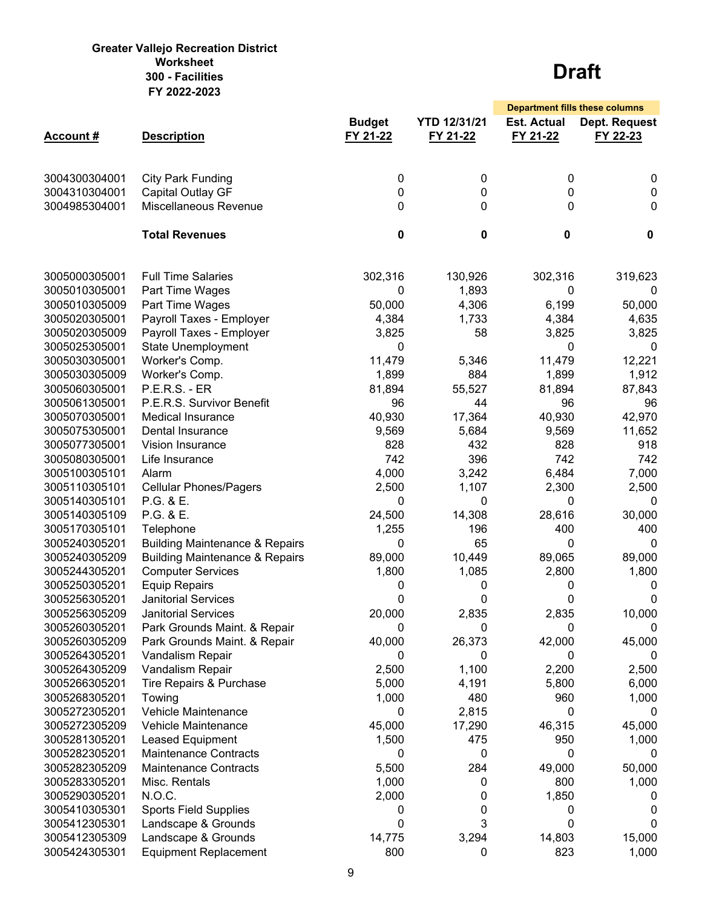**Greater Vallejo Recreation District**
**Worksheet**
**300 - Facilities**
**FY 2022-2023**

# Draft

| Account # | Description | Budget FY 21-22 | YTD 12/31/21 FY 21-22 | Est. Actual FY 21-22 (Department fills these columns) | Dept. Request FY 22-23 (Department fills these columns) |
|---|---|---|---|---|---|
| 3004300304001 | City Park Funding | 0 | 0 | 0 | 0 |
| 3004310304001 | Capital Outlay GF | 0 | 0 | 0 | 0 |
| 3004985304001 | Miscellaneous Revenue | 0 | 0 | 0 | 0 |
| | **Total Revenues** | **0** | **0** | **0** | **0** |
| 3005000305001 | Full Time Salaries | 302,316 | 130,926 | 302,316 | 319,623 |
| 3005010305001 | Part Time Wages | 0 | 1,893 | 0 | 0 |
| 3005010305009 | Part Time Wages | 50,000 | 4,306 | 6,199 | 50,000 |
| 3005020305001 | Payroll Taxes - Employer | 4,384 | 1,733 | 4,384 | 4,635 |
| 3005020305009 | Payroll Taxes - Employer | 3,825 | 58 | 3,825 | 3,825 |
| 3005025305001 | State Unemployment | 0 | | 0 | 0 |
| 3005030305001 | Worker's Comp. | 11,479 | 5,346 | 11,479 | 12,221 |
| 3005030305009 | Worker's Comp. | 1,899 | 884 | 1,899 | 1,912 |
| 3005060305001 | P.E.R.S. - ER | 81,894 | 55,527 | 81,894 | 87,843 |
| 3005061305001 | P.E.R.S. Survivor Benefit | 96 | 44 | 96 | 96 |
| 3005070305001 | Medical Insurance | 40,930 | 17,364 | 40,930 | 42,970 |
| 3005075305001 | Dental Insurance | 9,569 | 5,684 | 9,569 | 11,652 |
| 3005077305001 | Vision Insurance | 828 | 432 | 828 | 918 |
| 3005080305001 | Life Insurance | 742 | 396 | 742 | 742 |
| 3005100305101 | Alarm | 4,000 | 3,242 | 6,484 | 7,000 |
| 3005110305101 | Cellular Phones/Pagers | 2,500 | 1,107 | 2,300 | 2,500 |
| 3005140305101 | P.G. & E. | 0 | 0 | 0 | 0 |
| 3005140305109 | P.G. & E. | 24,500 | 14,308 | 28,616 | 30,000 |
| 3005170305101 | Telephone | 1,255 | 196 | 400 | 400 |
| 3005240305201 | Building Maintenance & Repairs | 0 | 65 | 0 | 0 |
| 3005240305209 | Building Maintenance & Repairs | 89,000 | 10,449 | 89,065 | 89,000 |
| 3005244305201 | Computer Services | 1,800 | 1,085 | 2,800 | 1,800 |
| 3005250305201 | Equip Repairs | 0 | 0 | 0 | 0 |
| 3005256305201 | Janitorial Services | 0 | 0 | 0 | 0 |
| 3005256305209 | Janitorial Services | 20,000 | 2,835 | 2,835 | 10,000 |
| 3005260305201 | Park Grounds Maint. & Repair | 0 | 0 | 0 | 0 |
| 3005260305209 | Park Grounds Maint. & Repair | 40,000 | 26,373 | 42,000 | 45,000 |
| 3005264305201 | Vandalism Repair | 0 | 0 | 0 | 0 |
| 3005264305209 | Vandalism Repair | 2,500 | 1,100 | 2,200 | 2,500 |
| 3005266305201 | Tire Repairs & Purchase | 5,000 | 4,191 | 5,800 | 6,000 |
| 3005268305201 | Towing | 1,000 | 480 | 960 | 1,000 |
| 3005272305201 | Vehicle Maintenance | 0 | 2,815 | 0 | 0 |
| 3005272305209 | Vehicle Maintenance | 45,000 | 17,290 | 46,315 | 45,000 |
| 3005281305201 | Leased Equipment | 1,500 | 475 | 950 | 1,000 |
| 3005282305201 | Maintenance Contracts | 0 | 0 | 0 | 0 |
| 3005282305209 | Maintenance Contracts | 5,500 | 284 | 49,000 | 50,000 |
| 3005283305201 | Misc. Rentals | 1,000 | 0 | 800 | 1,000 |
| 3005290305201 | N.O.C. | 2,000 | 0 | 1,850 | 0 |
| 3005410305301 | Sports Field Supplies | 0 | 0 | 0 | 0 |
| 3005412305301 | Landscape & Grounds | 0 | 3 | 0 | 0 |
| 3005412305309 | Landscape & Grounds | 14,775 | 3,294 | 14,803 | 15,000 |
| 3005424305301 | Equipment Replacement | 800 | 0 | 823 | 1,000 |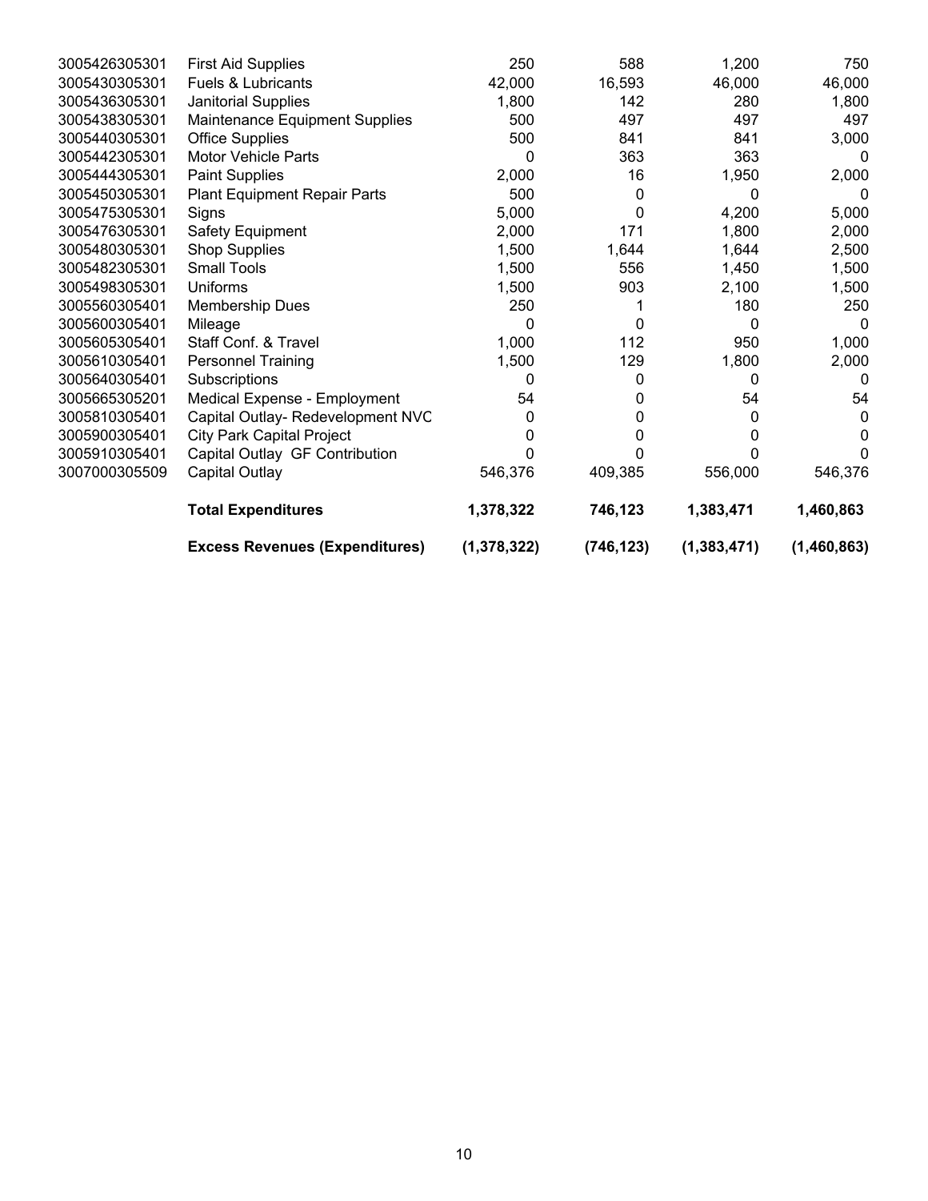| | | | | | |
|---|---|---|---|---|---|
| 3005426305301 | First Aid Supplies | 250 | 588 | 1,200 | 750 |
| 3005430305301 | Fuels & Lubricants | 42,000 | 16,593 | 46,000 | 46,000 |
| 3005436305301 | Janitorial Supplies | 1,800 | 142 | 280 | 1,800 |
| 3005438305301 | Maintenance Equipment Supplies | 500 | 497 | 497 | 497 |
| 3005440305301 | Office Supplies | 500 | 841 | 841 | 3,000 |
| 3005442305301 | Motor Vehicle Parts | 0 | 363 | 363 | 0 |
| 3005444305301 | Paint Supplies | 2,000 | 16 | 1,950 | 2,000 |
| 3005450305301 | Plant Equipment Repair Parts | 500 | 0 | 0 | 0 |
| 3005475305301 | Signs | 5,000 | 0 | 4,200 | 5,000 |
| 3005476305301 | Safety Equipment | 2,000 | 171 | 1,800 | 2,000 |
| 3005480305301 | Shop Supplies | 1,500 | 1,644 | 1,644 | 2,500 |
| 3005482305301 | Small Tools | 1,500 | 556 | 1,450 | 1,500 |
| 3005498305301 | Uniforms | 1,500 | 903 | 2,100 | 1,500 |
| 3005560305401 | Membership Dues | 250 | 1 | 180 | 250 |
| 3005600305401 | Mileage | 0 | 0 | 0 | 0 |
| 3005605305401 | Staff Conf. & Travel | 1,000 | 112 | 950 | 1,000 |
| 3005610305401 | Personnel Training | 1,500 | 129 | 1,800 | 2,000 |
| 3005640305401 | Subscriptions | 0 | 0 | 0 | 0 |
| 3005665305201 | Medical Expense - Employment | 54 | 0 | 54 | 54 |
| 3005810305401 | Capital Outlay- Redevelopment NVC | 0 | 0 | 0 | 0 |
| 3005900305401 | City Park Capital Project | 0 | 0 | 0 | 0 |
| 3005910305401 | Capital Outlay GF Contribution | 0 | 0 | 0 | 0 |
| 3007000305509 | Capital Outlay | 546,376 | 409,385 | 556,000 | 546,376 |
| | **Total Expenditures** | **1,378,322** | **746,123** | **1,383,471** | **1,460,863** |
| | **Excess Revenues (Expenditures)** | **(1,378,322)** | **(746,123)** | **(1,383,471)** | **(1,460,863)** |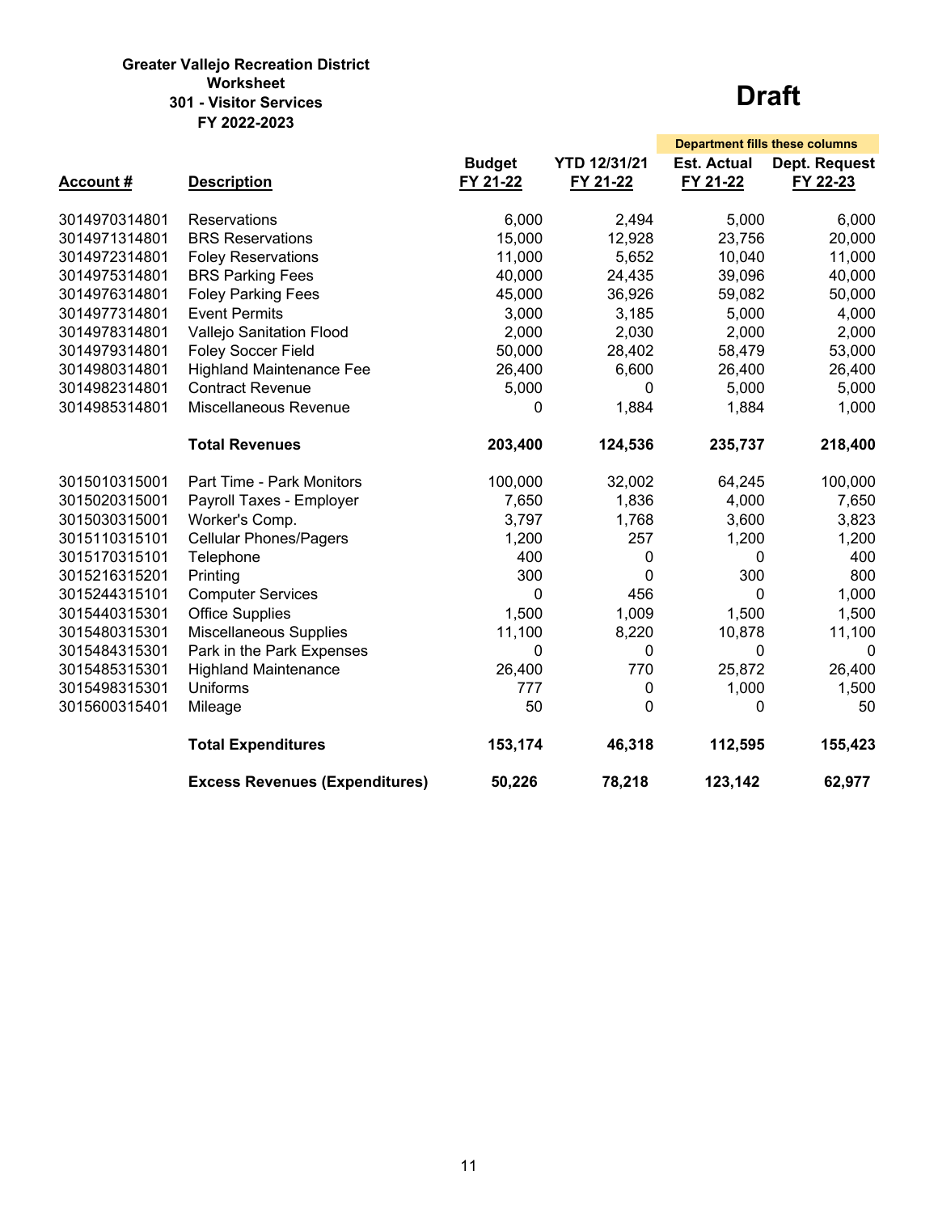**Greater Vallejo Recreation District**
**Worksheet**
**301 - Visitor Services**
**FY 2022-2023**

# Draft

| Account # | Description | Budget FY 21-22 | YTD 12/31/21 FY 21-22 | Est. Actual FY 21-22 | Dept. Request FY 22-23 |
|---|---|---|---|---|---|
| | | | | Department fills these columns | |
| 3014970314801 | Reservations | 6,000 | 2,494 | 5,000 | 6,000 |
| 3014971314801 | BRS Reservations | 15,000 | 12,928 | 23,756 | 20,000 |
| 3014972314801 | Foley Reservations | 11,000 | 5,652 | 10,040 | 11,000 |
| 3014975314801 | BRS Parking Fees | 40,000 | 24,435 | 39,096 | 40,000 |
| 3014976314801 | Foley Parking Fees | 45,000 | 36,926 | 59,082 | 50,000 |
| 3014977314801 | Event Permits | 3,000 | 3,185 | 5,000 | 4,000 |
| 3014978314801 | Vallejo Sanitation Flood | 2,000 | 2,030 | 2,000 | 2,000 |
| 3014979314801 | Foley Soccer Field | 50,000 | 28,402 | 58,479 | 53,000 |
| 3014980314801 | Highland Maintenance Fee | 26,400 | 6,600 | 26,400 | 26,400 |
| 3014982314801 | Contract Revenue | 5,000 | 0 | 5,000 | 5,000 |
| 3014985314801 | Miscellaneous Revenue | 0 | 1,884 | 1,884 | 1,000 |
| | **Total Revenues** | **203,400** | **124,536** | **235,737** | **218,400** |
| 3015010315001 | Part Time - Park Monitors | 100,000 | 32,002 | 64,245 | 100,000 |
| 3015020315001 | Payroll Taxes - Employer | 7,650 | 1,836 | 4,000 | 7,650 |
| 3015030315001 | Worker's Comp. | 3,797 | 1,768 | 3,600 | 3,823 |
| 3015110315101 | Cellular Phones/Pagers | 1,200 | 257 | 1,200 | 1,200 |
| 3015170315101 | Telephone | 400 | 0 | 0 | 400 |
| 3015216315201 | Printing | 300 | 0 | 300 | 800 |
| 3015244315101 | Computer Services | 0 | 456 | 0 | 1,000 |
| 3015440315301 | Office Supplies | 1,500 | 1,009 | 1,500 | 1,500 |
| 3015480315301 | Miscellaneous Supplies | 11,100 | 8,220 | 10,878 | 11,100 |
| 3015484315301 | Park in the Park Expenses | 0 | 0 | 0 | 0 |
| 3015485315301 | Highland Maintenance | 26,400 | 770 | 25,872 | 26,400 |
| 3015498315301 | Uniforms | 777 | 0 | 1,000 | 1,500 |
| 3015600315401 | Mileage | 50 | 0 | 0 | 50 |
| | **Total Expenditures** | **153,174** | **46,318** | **112,595** | **155,423** |
| | **Excess Revenues (Expenditures)** | **50,226** | **78,218** | **123,142** | **62,977** |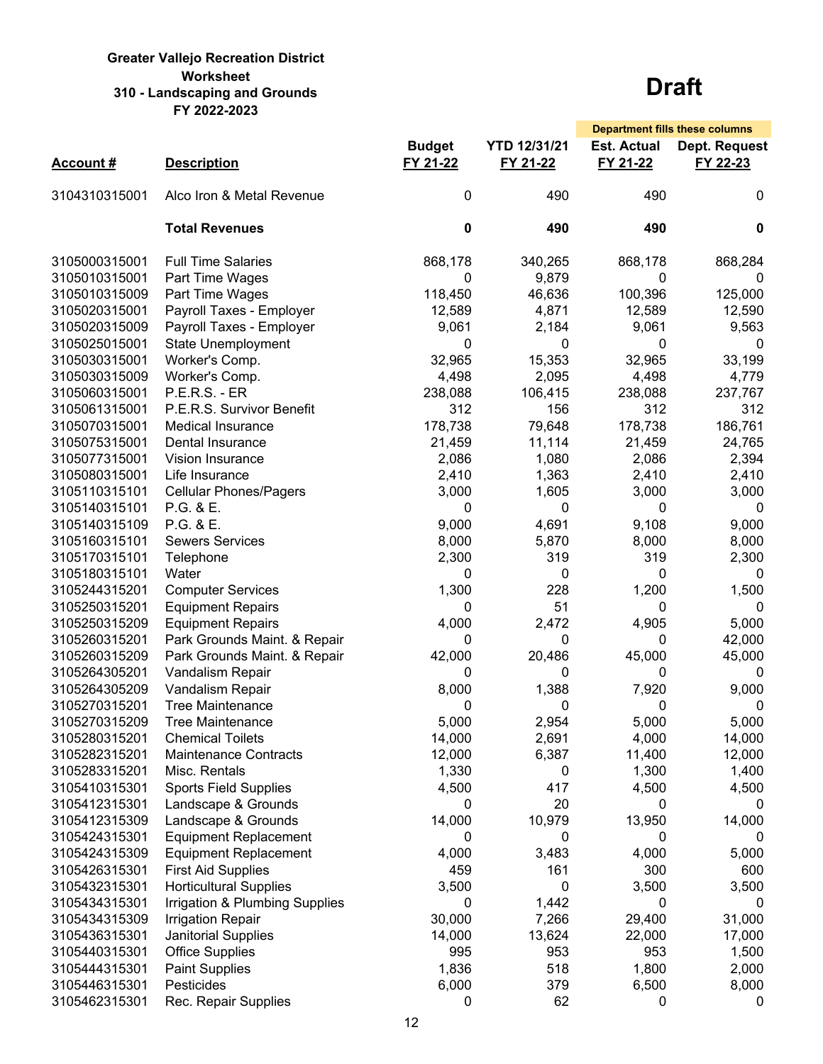**Greater Vallejo Recreation District**
**Worksheet**
**310 - Landscaping and Grounds**
**FY 2022-2023**

# Draft

| Account # | Description | Budget FY 21-22 | YTD 12/31/21 FY 21-22 | Est. Actual FY 21-22 | Dept. Request FY 22-23 |
|---|---|---|---|---|---|
| | | | | Department fills these columns | |
| 3104310315001 | Alco Iron & Metal Revenue | 0 | 490 | 490 | 0 |
| | **Total Revenues** | **0** | **490** | **490** | **0** |
| 3105000315001 | Full Time Salaries | 868,178 | 340,265 | 868,178 | 868,284 |
| 3105010315001 | Part Time Wages | 0 | 9,879 | 0 | 0 |
| 3105010315009 | Part Time Wages | 118,450 | 46,636 | 100,396 | 125,000 |
| 3105020315001 | Payroll Taxes - Employer | 12,589 | 4,871 | 12,589 | 12,590 |
| 3105020315009 | Payroll Taxes - Employer | 9,061 | 2,184 | 9,061 | 9,563 |
| 3105025015001 | State Unemployment | 0 | 0 | 0 | 0 |
| 3105030315001 | Worker's Comp. | 32,965 | 15,353 | 32,965 | 33,199 |
| 3105030315009 | Worker's Comp. | 4,498 | 2,095 | 4,498 | 4,779 |
| 3105060315001 | P.E.R.S. - ER | 238,088 | 106,415 | 238,088 | 237,767 |
| 3105061315001 | P.E.R.S. Survivor Benefit | 312 | 156 | 312 | 312 |
| 3105070315001 | Medical Insurance | 178,738 | 79,648 | 178,738 | 186,761 |
| 3105075315001 | Dental Insurance | 21,459 | 11,114 | 21,459 | 24,765 |
| 3105077315001 | Vision Insurance | 2,086 | 1,080 | 2,086 | 2,394 |
| 3105080315001 | Life Insurance | 2,410 | 1,363 | 2,410 | 2,410 |
| 3105110315101 | Cellular Phones/Pagers | 3,000 | 1,605 | 3,000 | 3,000 |
| 3105140315101 | P.G. & E. | 0 | 0 | 0 | 0 |
| 3105140315109 | P.G. & E. | 9,000 | 4,691 | 9,108 | 9,000 |
| 3105160315101 | Sewers Services | 8,000 | 5,870 | 8,000 | 8,000 |
| 3105170315101 | Telephone | 2,300 | 319 | 319 | 2,300 |
| 3105180315101 | Water | 0 | 0 | 0 | 0 |
| 3105244315201 | Computer Services | 1,300 | 228 | 1,200 | 1,500 |
| 3105250315201 | Equipment Repairs | 0 | 51 | 0 | 0 |
| 3105250315209 | Equipment Repairs | 4,000 | 2,472 | 4,905 | 5,000 |
| 3105260315201 | Park Grounds Maint. & Repair | 0 | 0 | 0 | 42,000 |
| 3105260315209 | Park Grounds Maint. & Repair | 42,000 | 20,486 | 45,000 | 45,000 |
| 3105264305201 | Vandalism Repair | 0 | 0 | 0 | 0 |
| 3105264305209 | Vandalism Repair | 8,000 | 1,388 | 7,920 | 9,000 |
| 3105270315201 | Tree Maintenance | 0 | 0 | 0 | 0 |
| 3105270315209 | Tree Maintenance | 5,000 | 2,954 | 5,000 | 5,000 |
| 3105280315201 | Chemical Toilets | 14,000 | 2,691 | 4,000 | 14,000 |
| 3105282315201 | Maintenance Contracts | 12,000 | 6,387 | 11,400 | 12,000 |
| 3105283315201 | Misc. Rentals | 1,330 | 0 | 1,300 | 1,400 |
| 3105410315301 | Sports Field Supplies | 4,500 | 417 | 4,500 | 4,500 |
| 3105412315301 | Landscape & Grounds | 0 | 20 | 0 | 0 |
| 3105412315309 | Landscape & Grounds | 14,000 | 10,979 | 13,950 | 14,000 |
| 3105424315301 | Equipment Replacement | 0 | 0 | 0 | 0 |
| 3105424315309 | Equipment Replacement | 4,000 | 3,483 | 4,000 | 5,000 |
| 3105426315301 | First Aid Supplies | 459 | 161 | 300 | 600 |
| 3105432315301 | Horticultural Supplies | 3,500 | 0 | 3,500 | 3,500 |
| 3105434315301 | Irrigation & Plumbing Supplies | 0 | 1,442 | 0 | 0 |
| 3105434315309 | Irrigation Repair | 30,000 | 7,266 | 29,400 | 31,000 |
| 3105436315301 | Janitorial Supplies | 14,000 | 13,624 | 22,000 | 17,000 |
| 3105440315301 | Office Supplies | 995 | 953 | 953 | 1,500 |
| 3105444315301 | Paint Supplies | 1,836 | 518 | 1,800 | 2,000 |
| 3105446315301 | Pesticides | 6,000 | 379 | 6,500 | 8,000 |
| 3105462315301 | Rec. Repair Supplies | 0 | 62 | 0 | 0 |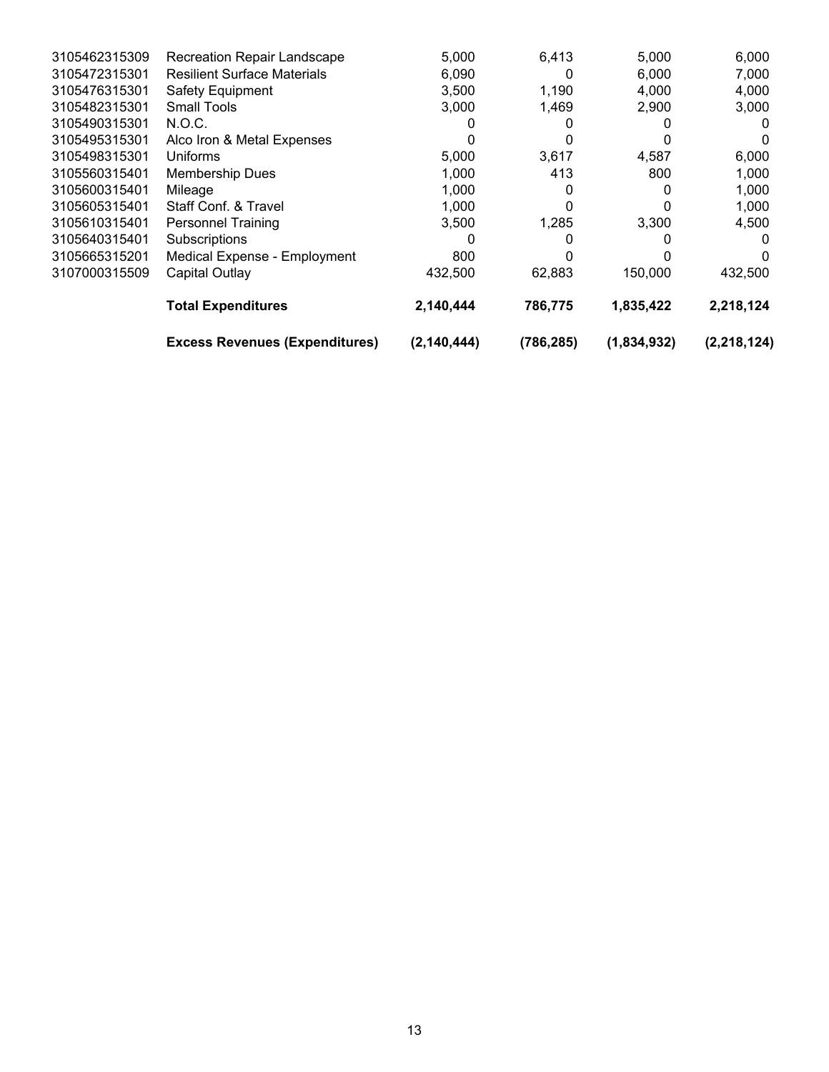| | | | | | |
|---|---|---|---|---|---|
| 3105462315309 | Recreation Repair Landscape | 5,000 | 6,413 | 5,000 | 6,000 |
| 3105472315301 | Resilient Surface Materials | 6,090 | 0 | 6,000 | 7,000 |
| 3105476315301 | Safety Equipment | 3,500 | 1,190 | 4,000 | 4,000 |
| 3105482315301 | Small Tools | 3,000 | 1,469 | 2,900 | 3,000 |
| 3105490315301 | N.O.C. | 0 | 0 | 0 | 0 |
| 3105495315301 | Alco Iron & Metal Expenses | 0 | 0 | 0 | 0 |
| 3105498315301 | Uniforms | 5,000 | 3,617 | 4,587 | 6,000 |
| 3105560315401 | Membership Dues | 1,000 | 413 | 800 | 1,000 |
| 3105600315401 | Mileage | 1,000 | 0 | 0 | 1,000 |
| 3105605315401 | Staff Conf. & Travel | 1,000 | 0 | 0 | 1,000 |
| 3105610315401 | Personnel Training | 3,500 | 1,285 | 3,300 | 4,500 |
| 3105640315401 | Subscriptions | 0 | 0 | 0 | 0 |
| 3105665315201 | Medical Expense - Employment | 800 | 0 | 0 | 0 |
| 3107000315509 | Capital Outlay | 432,500 | 62,883 | 150,000 | 432,500 |
| | **Total Expenditures** | **2,140,444** | **786,775** | **1,835,422** | **2,218,124** |
| | **Excess Revenues (Expenditures)** | **(2,140,444)** | **(786,285)** | **(1,834,932)** | **(2,218,124)** |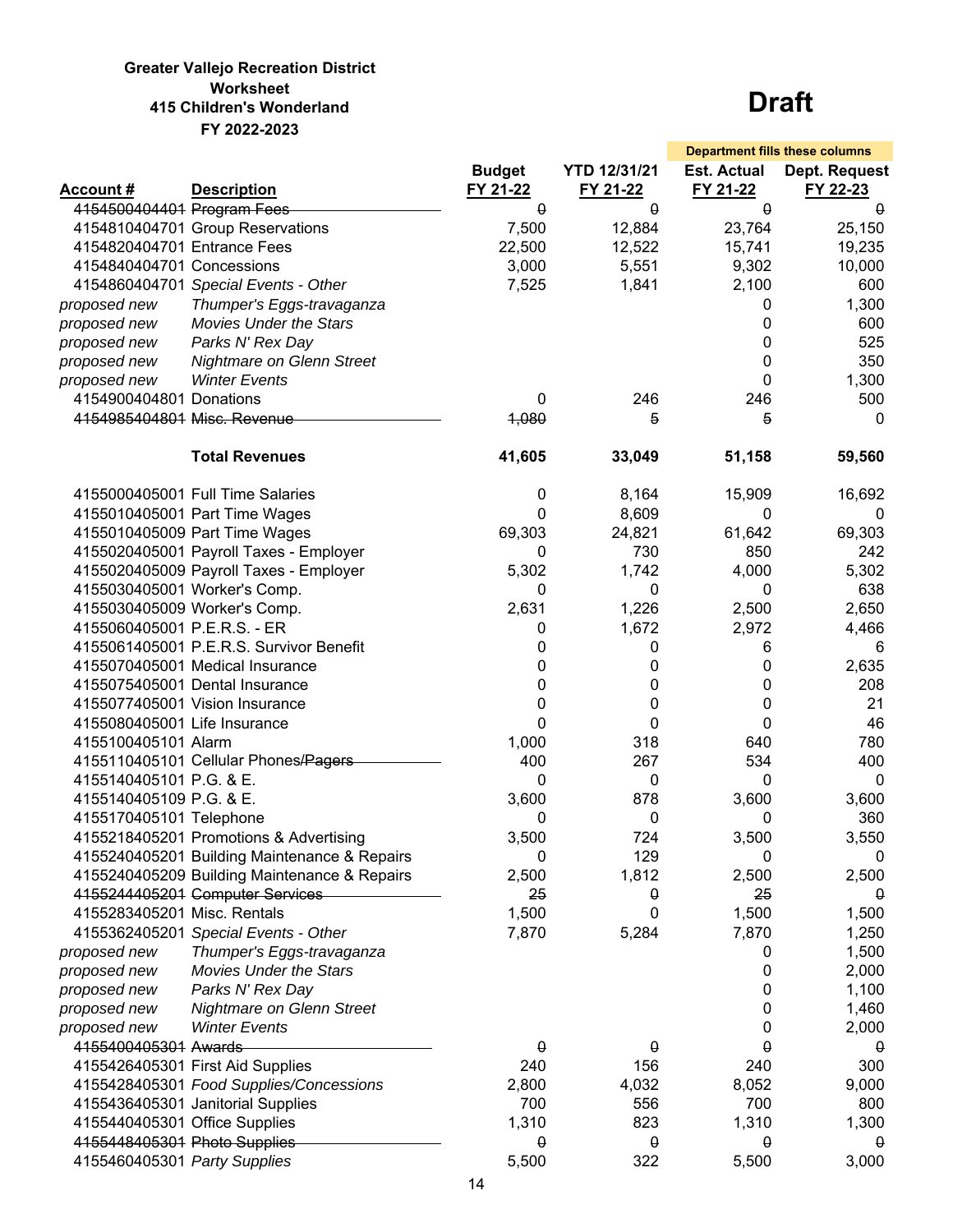**Greater Vallejo Recreation District**
**Worksheet**
**415 Children's Wonderland**
**FY 2022-2023**

# Draft

| Account # | Description | Budget FY 21-22 | YTD 12/31/21 FY 21-22 | Est. Actual FY 21-22 | Dept. Request FY 22-23 |
|---|---|---|---|---|---|
| | | | | Department fills these columns | |
| ~~4154500404401~~ | ~~Program Fees~~ | ~~0~~ | ~~0~~ | ~~0~~ | ~~0~~ |
| 4154810404701 | Group Reservations | 7,500 | 12,884 | 23,764 | 25,150 |
| 4154820404701 | Entrance Fees | 22,500 | 12,522 | 15,741 | 19,235 |
| 4154840404701 | Concessions | 3,000 | 5,551 | 9,302 | 10,000 |
| 4154860404701 | *Special Events - Other* | 7,525 | 1,841 | 2,100 | 600 |
| *proposed new* | *Thumper's Eggs-travaganza* | | | 0 | 1,300 |
| *proposed new* | *Movies Under the Stars* | | | 0 | 600 |
| *proposed new* | *Parks N' Rex Day* | | | 0 | 525 |
| *proposed new* | *Nightmare on Glenn Street* | | | 0 | 350 |
| *proposed new* | *Winter Events* | | | 0 | 1,300 |
| 4154900404801 | Donations | 0 | 246 | 246 | 500 |
| ~~4154985404801~~ | ~~Misc. Revenue~~ | ~~1,080~~ | ~~5~~ | ~~5~~ | 0 |
| | **Total Revenues** | **41,605** | **33,049** | **51,158** | **59,560** |
| 4155000405001 | Full Time Salaries | 0 | 8,164 | 15,909 | 16,692 |
| 4155010405001 | Part Time Wages | 0 | 8,609 | 0 | 0 |
| 4155010405009 | Part Time Wages | 69,303 | 24,821 | 61,642 | 69,303 |
| 4155020405001 | Payroll Taxes - Employer | 0 | 730 | 850 | 242 |
| 4155020405009 | Payroll Taxes - Employer | 5,302 | 1,742 | 4,000 | 5,302 |
| 4155030405001 | Worker's Comp. | 0 | 0 | 0 | 638 |
| 4155030405009 | Worker's Comp. | 2,631 | 1,226 | 2,500 | 2,650 |
| 4155060405001 | P.E.R.S. - ER | 0 | 1,672 | 2,972 | 4,466 |
| 4155061405001 | P.E.R.S. Survivor Benefit | 0 | 0 | 6 | 6 |
| 4155070405001 | Medical Insurance | 0 | 0 | 0 | 2,635 |
| 4155075405001 | Dental Insurance | 0 | 0 | 0 | 208 |
| 4155077405001 | Vision Insurance | 0 | 0 | 0 | 21 |
| 4155080405001 | Life Insurance | 0 | 0 | 0 | 46 |
| 4155100405101 | Alarm | 1,000 | 318 | 640 | 780 |
| 4155110405101 | Cellular Phones/~~Pagers~~ | 400 | 267 | 534 | 400 |
| 4155140405101 | P.G. & E. | 0 | 0 | 0 | 0 |
| 4155140405109 | P.G. & E. | 3,600 | 878 | 3,600 | 3,600 |
| 4155170405101 | Telephone | 0 | 0 | 0 | 360 |
| 4155218405201 | Promotions & Advertising | 3,500 | 724 | 3,500 | 3,550 |
| 4155240405201 | Building Maintenance & Repairs | 0 | 129 | 0 | 0 |
| 4155240405209 | Building Maintenance & Repairs | 2,500 | 1,812 | 2,500 | 2,500 |
| ~~4155244405201~~ | ~~Computer Services~~ | ~~25~~ | ~~0~~ | ~~25~~ | ~~0~~ |
| 4155283405201 | Misc. Rentals | 1,500 | 0 | 1,500 | 1,500 |
| 4155362405201 | *Special Events - Other* | 7,870 | 5,284 | 7,870 | 1,250 |
| *proposed new* | *Thumper's Eggs-travaganza* | | | 0 | 1,500 |
| *proposed new* | *Movies Under the Stars* | | | 0 | 2,000 |
| *proposed new* | *Parks N' Rex Day* | | | 0 | 1,100 |
| *proposed new* | *Nightmare on Glenn Street* | | | 0 | 1,460 |
| *proposed new* | *Winter Events* | | | 0 | 2,000 |
| ~~4155400405301~~ | ~~Awards~~ | ~~0~~ | ~~0~~ | ~~0~~ | ~~0~~ |
| 4155426405301 | First Aid Supplies | 240 | 156 | 240 | 300 |
| 4155428405301 | *Food Supplies/Concessions* | 2,800 | 4,032 | 8,052 | 9,000 |
| 4155436405301 | Janitorial Supplies | 700 | 556 | 700 | 800 |
| 4155440405301 | Office Supplies | 1,310 | 823 | 1,310 | 1,300 |
| ~~4155448405301~~ | ~~Photo Supplies~~ | ~~0~~ | ~~0~~ | ~~0~~ | ~~0~~ |
| 4155460405301 | *Party Supplies* | 5,500 | 322 | 5,500 | 3,000 |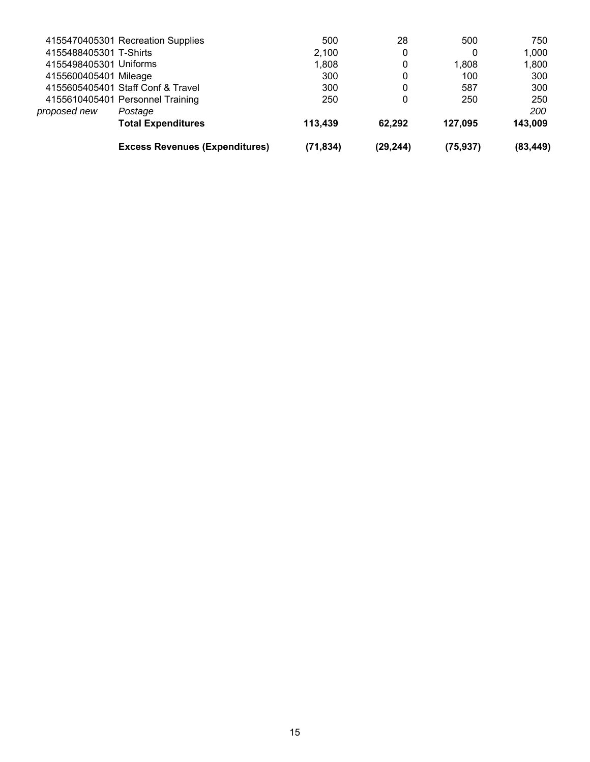| | | | | | |
|---|---|---|---|---|---|
| 4155470405301 | Recreation Supplies | 500 | 28 | 500 | 750 |
| 4155488405301 | T-Shirts | 2,100 | 0 | 0 | 1,000 |
| 4155498405301 | Uniforms | 1,808 | 0 | 1,808 | 1,800 |
| 4155600405401 | Mileage | 300 | 0 | 100 | 300 |
| 4155605405401 | Staff Conf & Travel | 300 | 0 | 587 | 300 |
| 4155610405401 | Personnel Training | 250 | 0 | 250 | 250 |
| *proposed new* | *Postage* | | | | *200* |
| | **Total Expenditures** | **113,439** | **62,292** | **127,095** | **143,009** |
| | **Excess Revenues (Expenditures)** | **(71,834)** | **(29,244)** | **(75,937)** | **(83,449)** |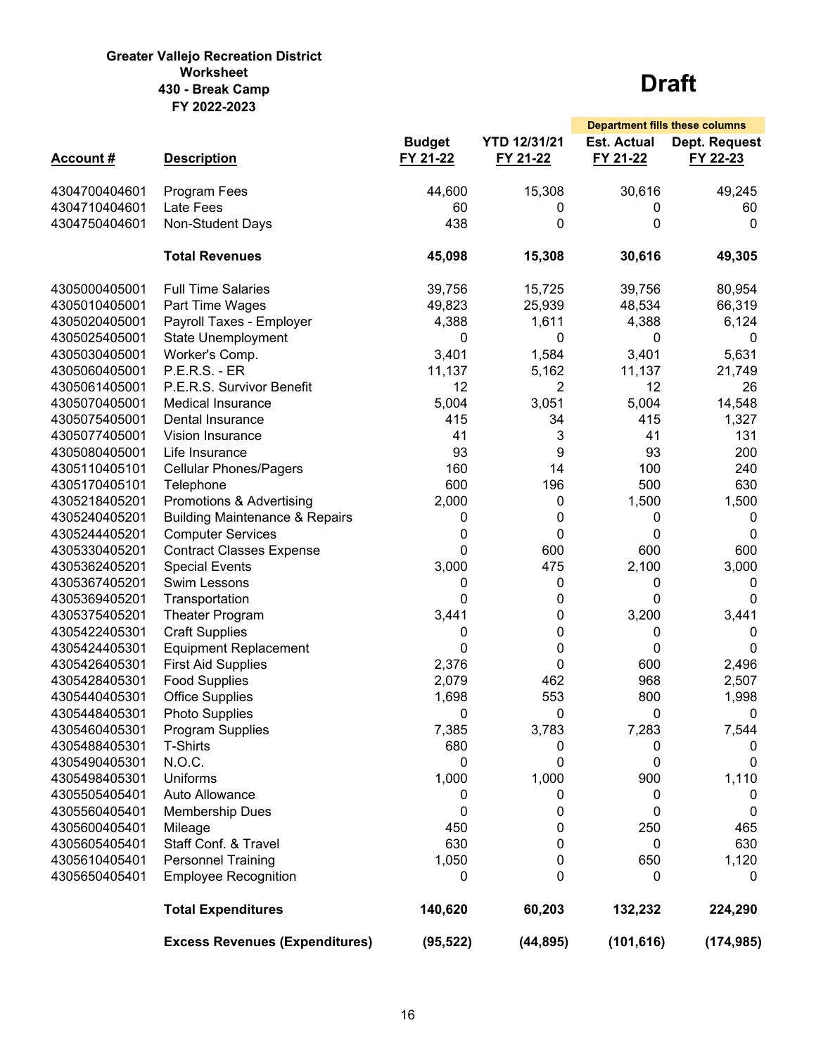**Greater Vallejo Recreation District**
**Worksheet**
**430 - Break Camp**
**FY 2022-2023**

# Draft

| Account # | Description | Budget FY 21-22 | YTD 12/31/21 FY 21-22 | Est. Actual FY 21-22 | Dept. Request FY 22-23 |
|---|---|---|---|---|---|
| | | | | Department fills these columns | |
| 4304700404601 | Program Fees | 44,600 | 15,308 | 30,616 | 49,245 |
| 4304710404601 | Late Fees | 60 | 0 | 0 | 60 |
| 4304750404601 | Non-Student Days | 438 | 0 | 0 | 0 |
| | **Total Revenues** | **45,098** | **15,308** | **30,616** | **49,305** |
| 4305000405001 | Full Time Salaries | 39,756 | 15,725 | 39,756 | 80,954 |
| 4305010405001 | Part Time Wages | 49,823 | 25,939 | 48,534 | 66,319 |
| 4305020405001 | Payroll Taxes - Employer | 4,388 | 1,611 | 4,388 | 6,124 |
| 4305025405001 | State Unemployment | 0 | 0 | 0 | 0 |
| 4305030405001 | Worker's Comp. | 3,401 | 1,584 | 3,401 | 5,631 |
| 4305060405001 | P.E.R.S. - ER | 11,137 | 5,162 | 11,137 | 21,749 |
| 4305061405001 | P.E.R.S. Survivor Benefit | 12 | 2 | 12 | 26 |
| 4305070405001 | Medical Insurance | 5,004 | 3,051 | 5,004 | 14,548 |
| 4305075405001 | Dental Insurance | 415 | 34 | 415 | 1,327 |
| 4305077405001 | Vision Insurance | 41 | 3 | 41 | 131 |
| 4305080405001 | Life Insurance | 93 | 9 | 93 | 200 |
| 4305110405101 | Cellular Phones/Pagers | 160 | 14 | 100 | 240 |
| 4305170405101 | Telephone | 600 | 196 | 500 | 630 |
| 4305218405201 | Promotions & Advertising | 2,000 | 0 | 1,500 | 1,500 |
| 4305240405201 | Building Maintenance & Repairs | 0 | 0 | 0 | 0 |
| 4305244405201 | Computer Services | 0 | 0 | 0 | 0 |
| 4305330405201 | Contract Classes Expense | 0 | 600 | 600 | 600 |
| 4305362405201 | Special Events | 3,000 | 475 | 2,100 | 3,000 |
| 4305367405201 | Swim Lessons | 0 | 0 | 0 | 0 |
| 4305369405201 | Transportation | 0 | 0 | 0 | 0 |
| 4305375405201 | Theater Program | 3,441 | 0 | 3,200 | 3,441 |
| 4305422405301 | Craft Supplies | 0 | 0 | 0 | 0 |
| 4305424405301 | Equipment Replacement | 0 | 0 | 0 | 0 |
| 4305426405301 | First Aid Supplies | 2,376 | 0 | 600 | 2,496 |
| 4305428405301 | Food Supplies | 2,079 | 462 | 968 | 2,507 |
| 4305440405301 | Office Supplies | 1,698 | 553 | 800 | 1,998 |
| 4305448405301 | Photo Supplies | 0 | 0 | 0 | 0 |
| 4305460405301 | Program Supplies | 7,385 | 3,783 | 7,283 | 7,544 |
| 4305488405301 | T-Shirts | 680 | 0 | 0 | 0 |
| 4305490405301 | N.O.C. | 0 | 0 | 0 | 0 |
| 4305498405301 | Uniforms | 1,000 | 1,000 | 900 | 1,110 |
| 4305505405401 | Auto Allowance | 0 | 0 | 0 | 0 |
| 4305560405401 | Membership Dues | 0 | 0 | 0 | 0 |
| 4305600405401 | Mileage | 450 | 0 | 250 | 465 |
| 4305605405401 | Staff Conf. & Travel | 630 | 0 | 0 | 630 |
| 4305610405401 | Personnel Training | 1,050 | 0 | 650 | 1,120 |
| 4305650405401 | Employee Recognition | 0 | 0 | 0 | 0 |
| | **Total Expenditures** | **140,620** | **60,203** | **132,232** | **224,290** |
| | **Excess Revenues (Expenditures)** | **(95,522)** | **(44,895)** | **(101,616)** | **(174,985)** |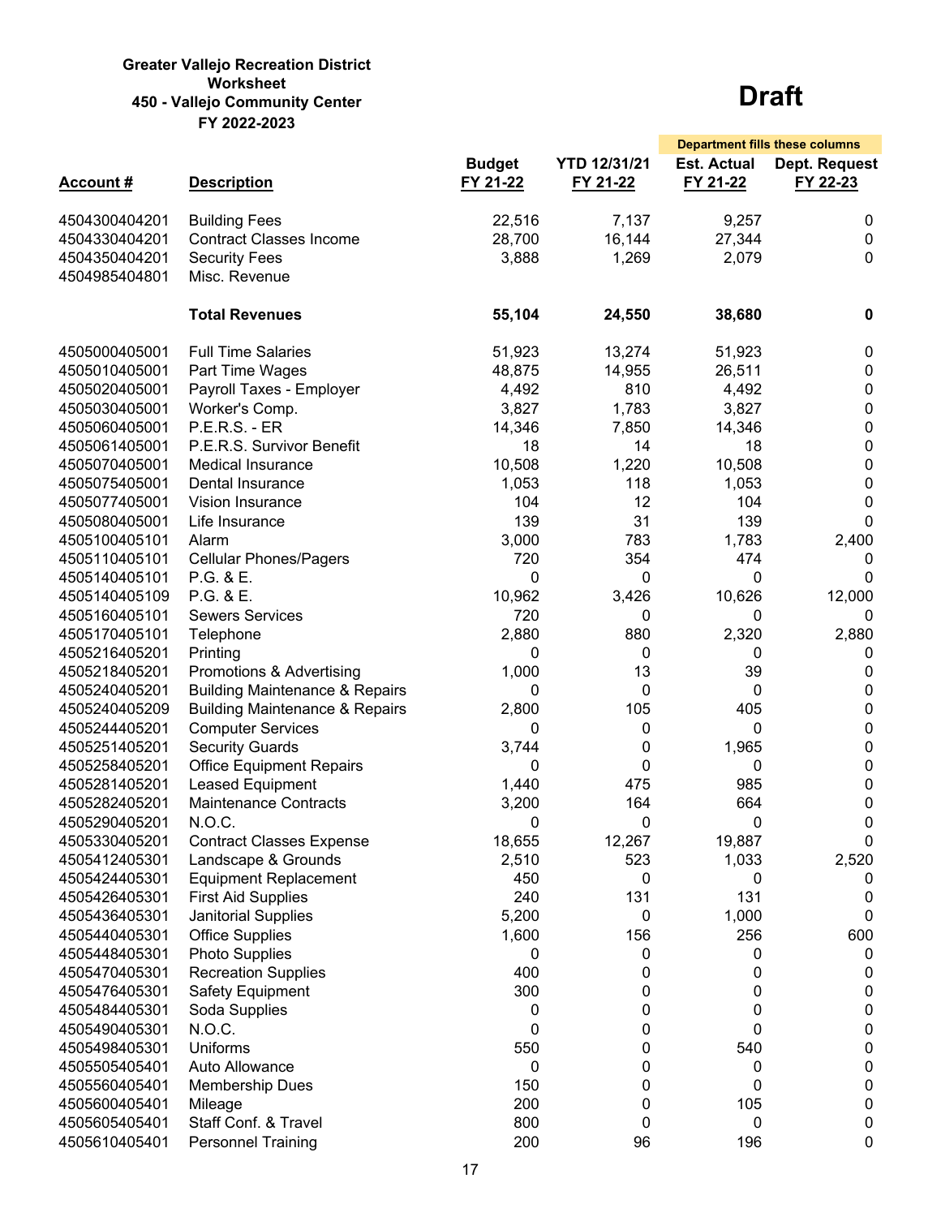**Greater Vallejo Recreation District**
**Worksheet**
**450 - Vallejo Community Center**
**FY 2022-2023**

# Draft

| Account # | Description | Budget FY 21-22 | YTD 12/31/21 FY 21-22 | Est. Actual FY 21-22 | Dept. Request FY 22-23 |
|---|---|---|---|---|---|
| | | | | *Department fills these columns* | |
| 4504300404201 | Building Fees | 22,516 | 7,137 | 9,257 | 0 |
| 4504330404201 | Contract Classes Income | 28,700 | 16,144 | 27,344 | 0 |
| 4504350404201 | Security Fees | 3,888 | 1,269 | 2,079 | 0 |
| 4504985404801 | Misc. Revenue | | | | |
| | **Total Revenues** | **55,104** | **24,550** | **38,680** | **0** |
| 4505000405001 | Full Time Salaries | 51,923 | 13,274 | 51,923 | 0 |
| 4505010405001 | Part Time Wages | 48,875 | 14,955 | 26,511 | 0 |
| 4505020405001 | Payroll Taxes - Employer | 4,492 | 810 | 4,492 | 0 |
| 4505030405001 | Worker's Comp. | 3,827 | 1,783 | 3,827 | 0 |
| 4505060405001 | P.E.R.S. - ER | 14,346 | 7,850 | 14,346 | 0 |
| 4505061405001 | P.E.R.S. Survivor Benefit | 18 | 14 | 18 | 0 |
| 4505070405001 | Medical Insurance | 10,508 | 1,220 | 10,508 | 0 |
| 4505075405001 | Dental Insurance | 1,053 | 118 | 1,053 | 0 |
| 4505077405001 | Vision Insurance | 104 | 12 | 104 | 0 |
| 4505080405001 | Life Insurance | 139 | 31 | 139 | 0 |
| 4505100405101 | Alarm | 3,000 | 783 | 1,783 | 2,400 |
| 4505110405101 | Cellular Phones/Pagers | 720 | 354 | 474 | 0 |
| 4505140405101 | P.G. & E. | 0 | 0 | 0 | 0 |
| 4505140405109 | P.G. & E. | 10,962 | 3,426 | 10,626 | 12,000 |
| 4505160405101 | Sewers Services | 720 | 0 | 0 | 0 |
| 4505170405101 | Telephone | 2,880 | 880 | 2,320 | 2,880 |
| 4505216405201 | Printing | 0 | 0 | 0 | 0 |
| 4505218405201 | Promotions & Advertising | 1,000 | 13 | 39 | 0 |
| 4505240405201 | Building Maintenance & Repairs | 0 | 0 | 0 | 0 |
| 4505240405209 | Building Maintenance & Repairs | 2,800 | 105 | 405 | 0 |
| 4505244405201 | Computer Services | 0 | 0 | 0 | 0 |
| 4505251405201 | Security Guards | 3,744 | 0 | 1,965 | 0 |
| 4505258405201 | Office Equipment Repairs | 0 | 0 | 0 | 0 |
| 4505281405201 | Leased Equipment | 1,440 | 475 | 985 | 0 |
| 4505282405201 | Maintenance Contracts | 3,200 | 164 | 664 | 0 |
| 4505290405201 | N.O.C. | 0 | 0 | 0 | 0 |
| 4505330405201 | Contract Classes Expense | 18,655 | 12,267 | 19,887 | 0 |
| 4505412405301 | Landscape & Grounds | 2,510 | 523 | 1,033 | 2,520 |
| 4505424405301 | Equipment Replacement | 450 | 0 | 0 | 0 |
| 4505426405301 | First Aid Supplies | 240 | 131 | 131 | 0 |
| 4505436405301 | Janitorial Supplies | 5,200 | 0 | 1,000 | 0 |
| 4505440405301 | Office Supplies | 1,600 | 156 | 256 | 600 |
| 4505448405301 | Photo Supplies | 0 | 0 | 0 | 0 |
| 4505470405301 | Recreation Supplies | 400 | 0 | 0 | 0 |
| 4505476405301 | Safety Equipment | 300 | 0 | 0 | 0 |
| 4505484405301 | Soda Supplies | 0 | 0 | 0 | 0 |
| 4505490405301 | N.O.C. | 0 | 0 | 0 | 0 |
| 4505498405301 | Uniforms | 550 | 0 | 540 | 0 |
| 4505505405401 | Auto Allowance | 0 | 0 | 0 | 0 |
| 4505560405401 | Membership Dues | 150 | 0 | 0 | 0 |
| 4505600405401 | Mileage | 200 | 0 | 105 | 0 |
| 4505605405401 | Staff Conf. & Travel | 800 | 0 | 0 | 0 |
| 4505610405401 | Personnel Training | 200 | 96 | 196 | 0 |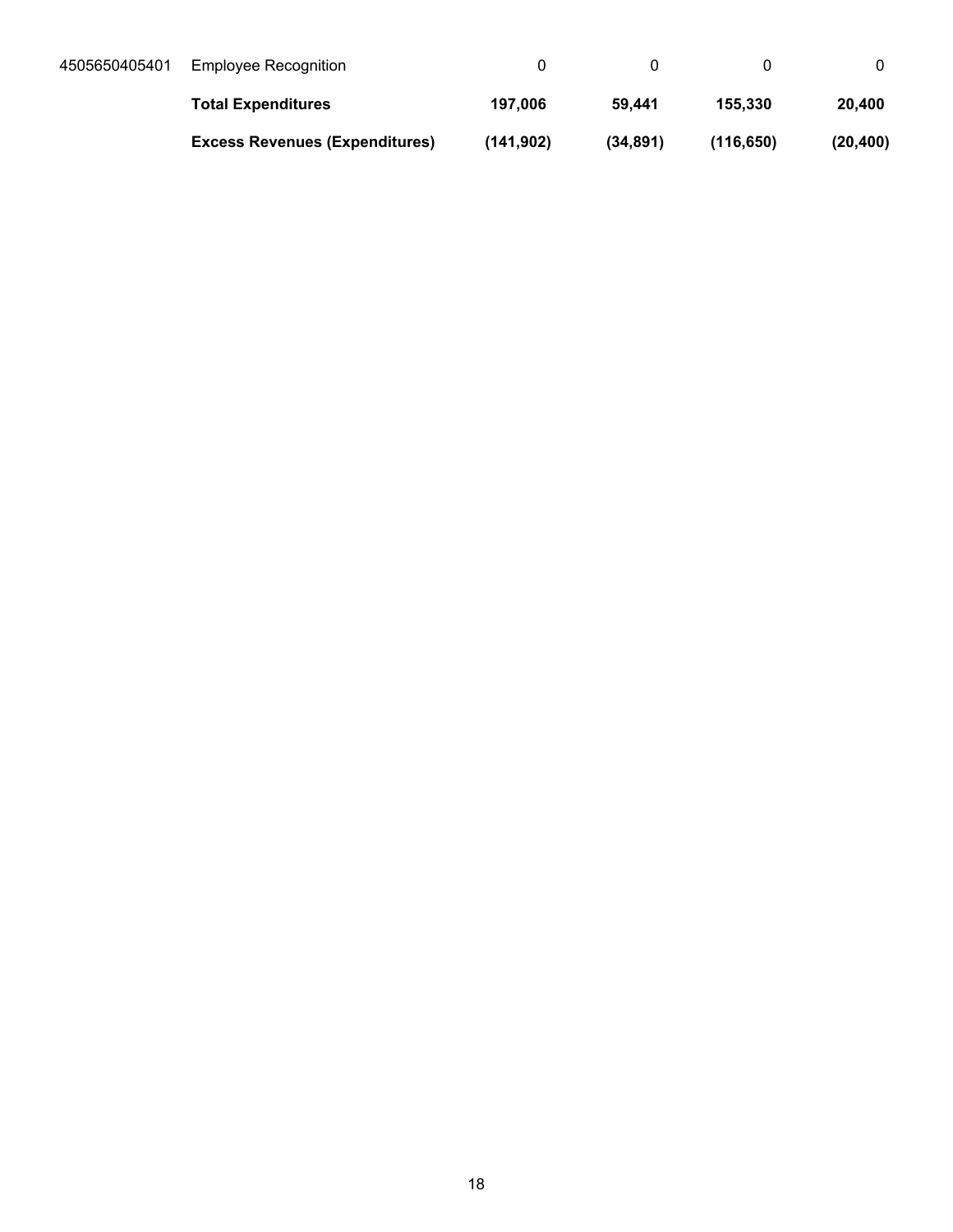|  |  |  |  |  |  |
|---|---|---|---|---|---|
| 4505650405401 | Employee Recognition | 0 | 0 | 0 | 0 |
|  | **Total Expenditures** | **197,006** | **59,441** | **155,330** | **20,400** |
|  | **Excess Revenues (Expenditures)** | **(141,902)** | **(34,891)** | **(116,650)** | **(20,400)** |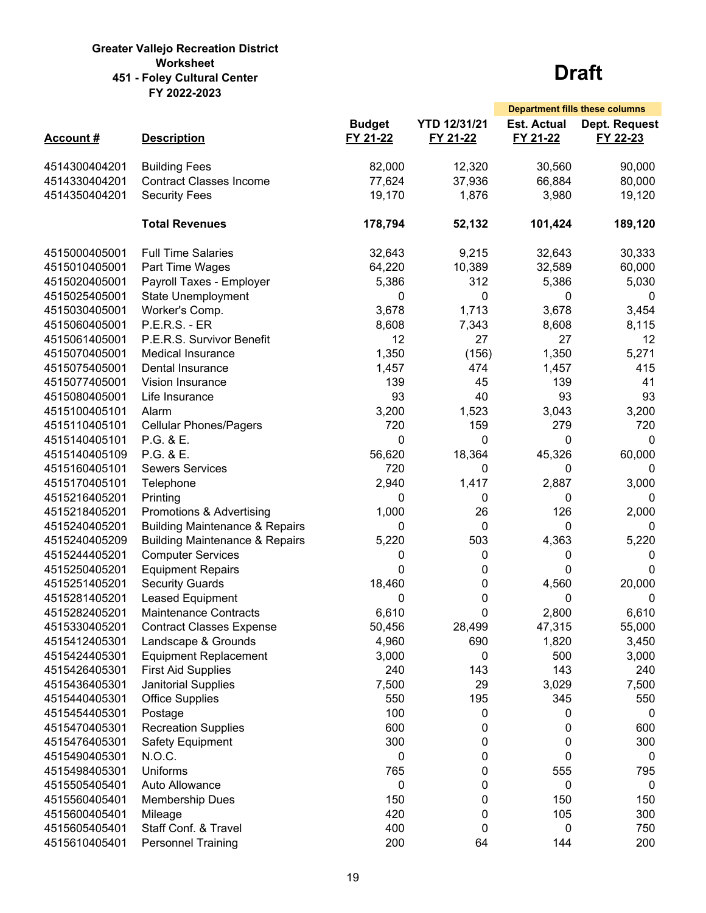**Greater Vallejo Recreation District**
**Worksheet**
**451 - Foley Cultural Center**
**FY 2022-2023**

# Draft

| Account # | Description | Budget FY 21-22 | YTD 12/31/21 FY 21-22 | Est. Actual FY 21-22 (Department fills these columns) | Dept. Request FY 22-23 (Department fills these columns) |
|---|---|---|---|---|---|
| 4514300404201 | Building Fees | 82,000 | 12,320 | 30,560 | 90,000 |
| 4514330404201 | Contract Classes Income | 77,624 | 37,936 | 66,884 | 80,000 |
| 4514350404201 | Security Fees | 19,170 | 1,876 | 3,980 | 19,120 |
| | **Total Revenues** | **178,794** | **52,132** | **101,424** | **189,120** |
| 4515000405001 | Full Time Salaries | 32,643 | 9,215 | 32,643 | 30,333 |
| 4515010405001 | Part Time Wages | 64,220 | 10,389 | 32,589 | 60,000 |
| 4515020405001 | Payroll Taxes - Employer | 5,386 | 312 | 5,386 | 5,030 |
| 4515025405001 | State Unemployment | 0 | 0 | 0 | 0 |
| 4515030405001 | Worker's Comp. | 3,678 | 1,713 | 3,678 | 3,454 |
| 4515060405001 | P.E.R.S. - ER | 8,608 | 7,343 | 8,608 | 8,115 |
| 4515061405001 | P.E.R.S. Survivor Benefit | 12 | 27 | 27 | 12 |
| 4515070405001 | Medical Insurance | 1,350 | (156) | 1,350 | 5,271 |
| 4515075405001 | Dental Insurance | 1,457 | 474 | 1,457 | 415 |
| 4515077405001 | Vision Insurance | 139 | 45 | 139 | 41 |
| 4515080405001 | Life Insurance | 93 | 40 | 93 | 93 |
| 4515100405101 | Alarm | 3,200 | 1,523 | 3,043 | 3,200 |
| 4515110405101 | Cellular Phones/Pagers | 720 | 159 | 279 | 720 |
| 4515140405101 | P.G. & E. | 0 | 0 | 0 | 0 |
| 4515140405109 | P.G. & E. | 56,620 | 18,364 | 45,326 | 60,000 |
| 4515160405101 | Sewers Services | 720 | 0 | 0 | 0 |
| 4515170405101 | Telephone | 2,940 | 1,417 | 2,887 | 3,000 |
| 4515216405201 | Printing | 0 | 0 | 0 | 0 |
| 4515218405201 | Promotions & Advertising | 1,000 | 26 | 126 | 2,000 |
| 4515240405201 | Building Maintenance & Repairs | 0 | 0 | 0 | 0 |
| 4515240405209 | Building Maintenance & Repairs | 5,220 | 503 | 4,363 | 5,220 |
| 4515244405201 | Computer Services | 0 | 0 | 0 | 0 |
| 4515250405201 | Equipment Repairs | 0 | 0 | 0 | 0 |
| 4515251405201 | Security Guards | 18,460 | 0 | 4,560 | 20,000 |
| 4515281405201 | Leased Equipment | 0 | 0 | 0 | 0 |
| 4515282405201 | Maintenance Contracts | 6,610 | 0 | 2,800 | 6,610 |
| 4515330405201 | Contract Classes Expense | 50,456 | 28,499 | 47,315 | 55,000 |
| 4515412405301 | Landscape & Grounds | 4,960 | 690 | 1,820 | 3,450 |
| 4515424405301 | Equipment Replacement | 3,000 | 0 | 500 | 3,000 |
| 4515426405301 | First Aid Supplies | 240 | 143 | 143 | 240 |
| 4515436405301 | Janitorial Supplies | 7,500 | 29 | 3,029 | 7,500 |
| 4515440405301 | Office Supplies | 550 | 195 | 345 | 550 |
| 4515454405301 | Postage | 100 | 0 | 0 | 0 |
| 4515470405301 | Recreation Supplies | 600 | 0 | 0 | 600 |
| 4515476405301 | Safety Equipment | 300 | 0 | 0 | 300 |
| 4515490405301 | N.O.C. | 0 | 0 | 0 | 0 |
| 4515498405301 | Uniforms | 765 | 0 | 555 | 795 |
| 4515505405401 | Auto Allowance | 0 | 0 | 0 | 0 |
| 4515560405401 | Membership Dues | 150 | 0 | 150 | 150 |
| 4515600405401 | Mileage | 420 | 0 | 105 | 300 |
| 4515605405401 | Staff Conf. & Travel | 400 | 0 | 0 | 750 |
| 4515610405401 | Personnel Training | 200 | 64 | 144 | 200 |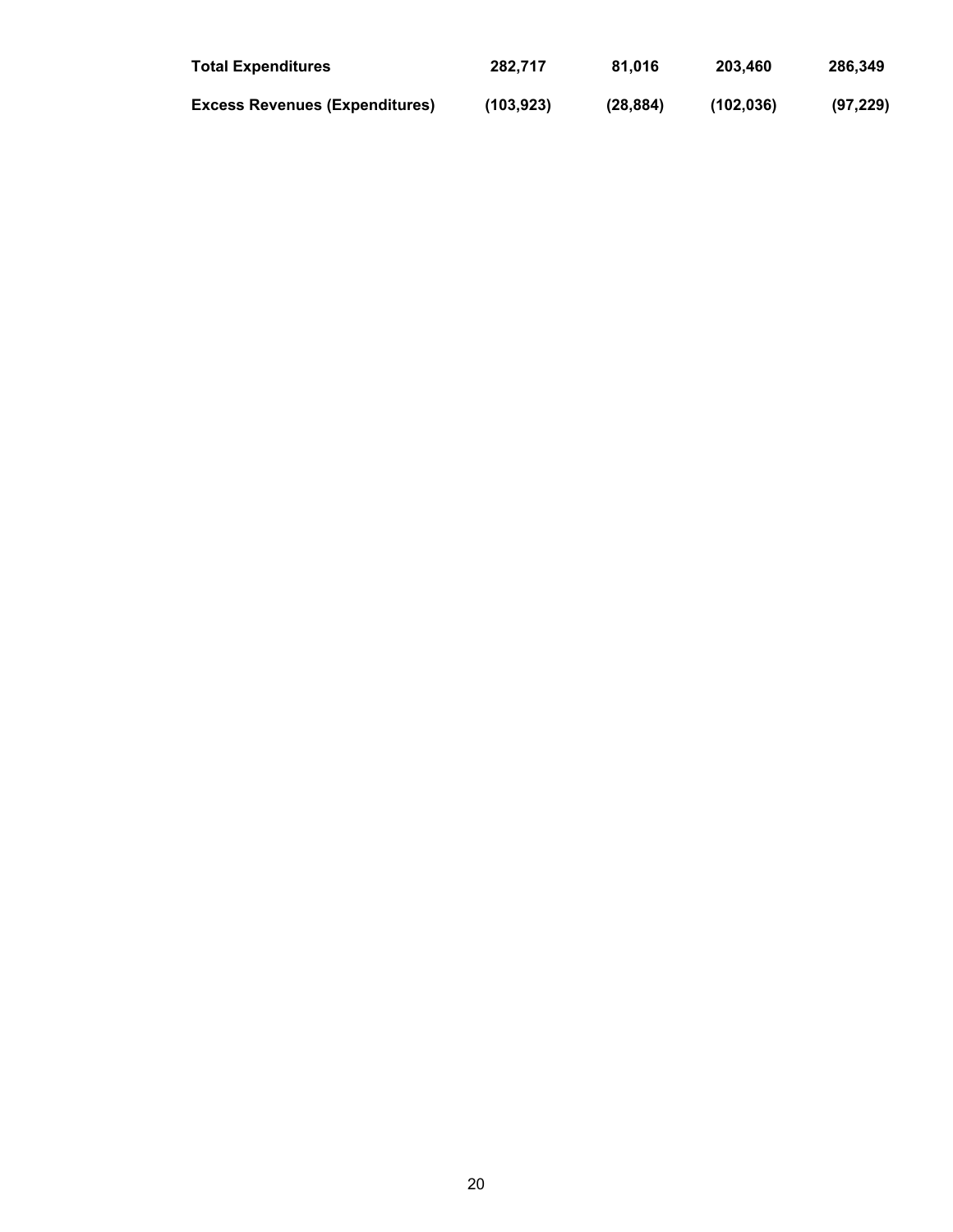| | | | | |
|---|---|---|---|---|
| **Total Expenditures** | **282,717** | **81,016** | **203,460** | **286,349** |
| **Excess Revenues (Expenditures)** | **(103,923)** | **(28,884)** | **(102,036)** | **(97,229)** |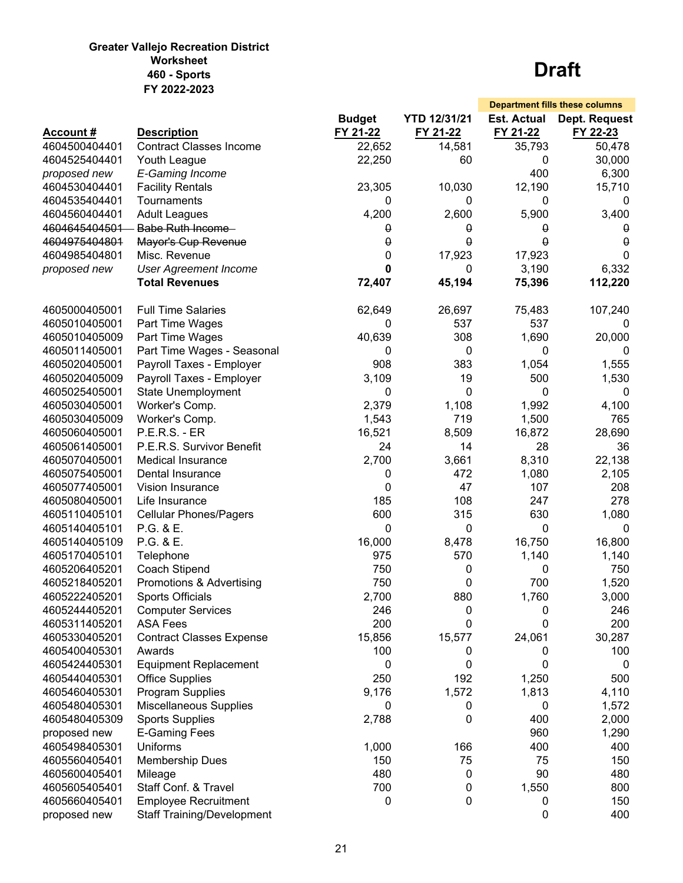**Greater Vallejo Recreation District**
**Worksheet**
**460 - Sports**
**FY 2022-2023**

# Draft

| Account # | Description | Budget FY 21-22 | YTD 12/31/21 FY 21-22 | Est. Actual FY 21-22 | Dept. Request FY 22-23 |
|---|---|---|---|---|---|
| | | | | Department fills these columns | |
| 4604500404401 | Contract Classes Income | 22,652 | 14,581 | 35,793 | 50,478 |
| 4604525404401 | Youth League | 22,250 | 60 | 0 | 30,000 |
| *proposed new* | *E-Gaming Income* | | | 400 | 6,300 |
| 4604530404401 | Facility Rentals | 23,305 | 10,030 | 12,190 | 15,710 |
| 4604535404401 | Tournaments | 0 | 0 | 0 | 0 |
| 4604560404401 | Adult Leagues | 4,200 | 2,600 | 5,900 | 3,400 |
| ~~4604645404501~~ | ~~Babe Ruth Income~~ | ~~0~~ | ~~0~~ | ~~0~~ | ~~0~~ |
| ~~4604975404801~~ | ~~Mayor's Cup Revenue~~ | ~~0~~ | ~~0~~ | ~~0~~ | ~~0~~ |
| 4604985404801 | Misc. Revenue | 0 | 17,923 | 17,923 | 0 |
| *proposed new* | *User Agreement Income* | **0** | 0 | 3,190 | 6,332 |
| | **Total Revenues** | **72,407** | **45,194** | **75,396** | **112,220** |
| | | | | | |
| 4605000405001 | Full Time Salaries | 62,649 | 26,697 | 75,483 | 107,240 |
| 4605010405001 | Part Time Wages | 0 | 537 | 537 | 0 |
| 4605010405009 | Part Time Wages | 40,639 | 308 | 1,690 | 20,000 |
| 4605011405001 | Part Time Wages - Seasonal | 0 | 0 | 0 | 0 |
| 4605020405001 | Payroll Taxes - Employer | 908 | 383 | 1,054 | 1,555 |
| 4605020405009 | Payroll Taxes - Employer | 3,109 | 19 | 500 | 1,530 |
| 4605025405001 | State Unemployment | 0 | 0 | 0 | 0 |
| 4605030405001 | Worker's Comp. | 2,379 | 1,108 | 1,992 | 4,100 |
| 4605030405009 | Worker's Comp. | 1,543 | 719 | 1,500 | 765 |
| 4605060405001 | P.E.R.S. - ER | 16,521 | 8,509 | 16,872 | 28,690 |
| 4605061405001 | P.E.R.S. Survivor Benefit | 24 | 14 | 28 | 36 |
| 4605070405001 | Medical Insurance | 2,700 | 3,661 | 8,310 | 22,138 |
| 4605075405001 | Dental Insurance | 0 | 472 | 1,080 | 2,105 |
| 4605077405001 | Vision Insurance | 0 | 47 | 107 | 208 |
| 4605080405001 | Life Insurance | 185 | 108 | 247 | 278 |
| 4605110405101 | Cellular Phones/Pagers | 600 | 315 | 630 | 1,080 |
| 4605140405101 | P.G. & E. | 0 | 0 | 0 | 0 |
| 4605140405109 | P.G. & E. | 16,000 | 8,478 | 16,750 | 16,800 |
| 4605170405101 | Telephone | 975 | 570 | 1,140 | 1,140 |
| 4605206405201 | Coach Stipend | 750 | 0 | 0 | 750 |
| 4605218405201 | Promotions & Advertising | 750 | 0 | 700 | 1,520 |
| 4605222405201 | Sports Officials | 2,700 | 880 | 1,760 | 3,000 |
| 4605244405201 | Computer Services | 246 | 0 | 0 | 246 |
| 4605311405201 | ASA Fees | 200 | 0 | 0 | 200 |
| 4605330405201 | Contract Classes Expense | 15,856 | 15,577 | 24,061 | 30,287 |
| 4605400405301 | Awards | 100 | 0 | 0 | 100 |
| 4605424405301 | Equipment Replacement | 0 | 0 | 0 | 0 |
| 4605440405301 | Office Supplies | 250 | 192 | 1,250 | 500 |
| 4605460405301 | Program Supplies | 9,176 | 1,572 | 1,813 | 4,110 |
| 4605480405301 | Miscellaneous Supplies | 0 | 0 | 0 | 1,572 |
| 4605480405309 | Sports Supplies | 2,788 | 0 | 400 | 2,000 |
| proposed new | E-Gaming Fees | | | 960 | 1,290 |
| 4605498405301 | Uniforms | 1,000 | 166 | 400 | 400 |
| 4605560405401 | Membership Dues | 150 | 75 | 75 | 150 |
| 4605600405401 | Mileage | 480 | 0 | 90 | 480 |
| 4605605405401 | Staff Conf. & Travel | 700 | 0 | 1,550 | 800 |
| 4605660405401 | Employee Recruitment | 0 | 0 | 0 | 150 |
| proposed new | Staff Training/Development | | | 0 | 400 |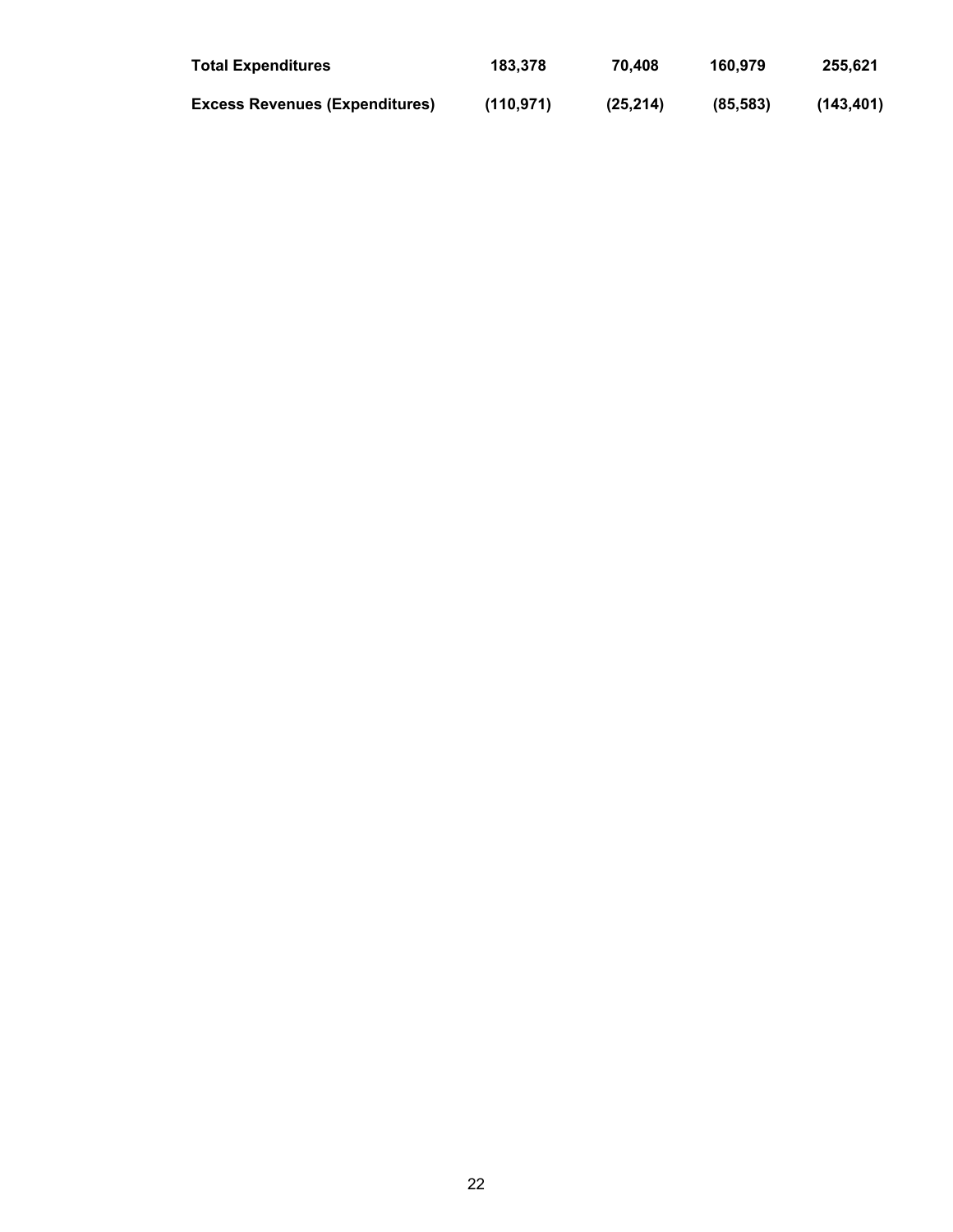| | | | | |
|---|---|---|---|---|
| **Total Expenditures** | **183,378** | **70,408** | **160,979** | **255,621** |
| **Excess Revenues (Expenditures)** | **(110,971)** | **(25,214)** | **(85,583)** | **(143,401)** |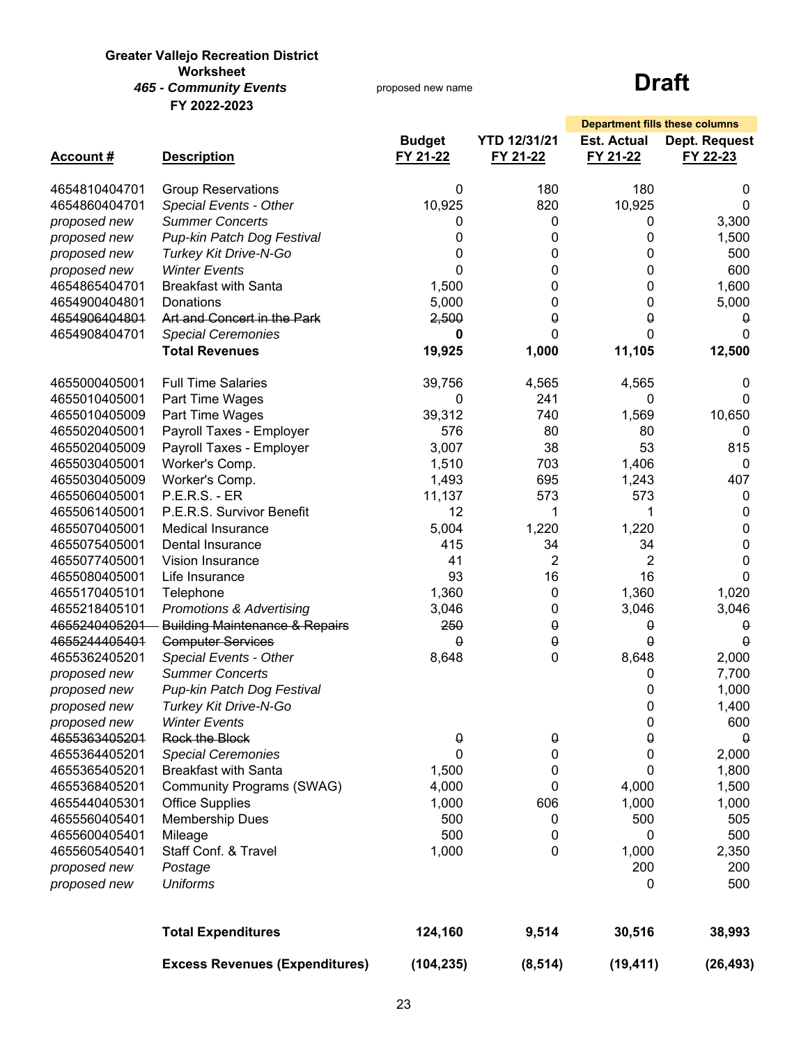**Greater Vallejo Recreation District**
**Worksheet**
***465 - Community Events*** proposed new name
**FY 2022-2023**

# Draft

| Account # | Description | Budget FY 21-22 | YTD 12/31/21 FY 21-22 | Est. Actual FY 21-22 | Dept. Request FY 22-23 |
|---|---|---|---|---|---|
| | | | | Department fills these columns | |
| 4654810404701 | Group Reservations | 0 | 180 | 180 | 0 |
| 4654860404701 | *Special Events - Other* | 10,925 | 820 | 10,925 | 0 |
| *proposed new* | *Summer Concerts* | 0 | 0 | 0 | 3,300 |
| *proposed new* | *Pup-kin Patch Dog Festival* | 0 | 0 | 0 | 1,500 |
| *proposed new* | *Turkey Kit Drive-N-Go* | 0 | 0 | 0 | 500 |
| *proposed new* | *Winter Events* | 0 | 0 | 0 | 600 |
| 4654865404701 | Breakfast with Santa | 1,500 | 0 | 0 | 1,600 |
| 4654900404801 | Donations | 5,000 | 0 | 0 | 5,000 |
| ~~4654906404801~~ | ~~Art and Concert in the Park~~ | ~~2,500~~ | ~~0~~ | ~~0~~ | ~~0~~ |
| 4654908404701 | *Special Ceremonies* | **0** | 0 | 0 | 0 |
| | **Total Revenues** | **19,925** | **1,000** | **11,105** | **12,500** |
| 4655000405001 | Full Time Salaries | 39,756 | 4,565 | 4,565 | 0 |
| 4655010405001 | Part Time Wages | 0 | 241 | 0 | 0 |
| 4655010405009 | Part Time Wages | 39,312 | 740 | 1,569 | 10,650 |
| 4655020405001 | Payroll Taxes - Employer | 576 | 80 | 80 | 0 |
| 4655020405009 | Payroll Taxes - Employer | 3,007 | 38 | 53 | 815 |
| 4655030405001 | Worker's Comp. | 1,510 | 703 | 1,406 | 0 |
| 4655030405009 | Worker's Comp. | 1,493 | 695 | 1,243 | 407 |
| 4655060405001 | P.E.R.S. - ER | 11,137 | 573 | 573 | 0 |
| 4655061405001 | P.E.R.S. Survivor Benefit | 12 | 1 | 1 | 0 |
| 4655070405001 | Medical Insurance | 5,004 | 1,220 | 1,220 | 0 |
| 4655075405001 | Dental Insurance | 415 | 34 | 34 | 0 |
| 4655077405001 | Vision Insurance | 41 | 2 | 2 | 0 |
| 4655080405001 | Life Insurance | 93 | 16 | 16 | 0 |
| 4655170405101 | Telephone | 1,360 | 0 | 1,360 | 1,020 |
| 4655218405101 | *Promotions & Advertising* | 3,046 | 0 | 3,046 | 3,046 |
| ~~4655240405201~~ | ~~Building Maintenance & Repairs~~ | ~~250~~ | ~~0~~ | ~~0~~ | ~~0~~ |
| ~~4655244405401~~ | ~~Computer Services~~ | ~~0~~ | ~~0~~ | ~~0~~ | ~~0~~ |
| 4655362405201 | *Special Events - Other* | 8,648 | 0 | 8,648 | 2,000 |
| *proposed new* | *Summer Concerts* | | | 0 | 7,700 |
| *proposed new* | *Pup-kin Patch Dog Festival* | | | 0 | 1,000 |
| *proposed new* | *Turkey Kit Drive-N-Go* | | | 0 | 1,400 |
| *proposed new* | *Winter Events* | | | 0 | 600 |
| ~~4655363405201~~ | ~~Rock the Block~~ | ~~0~~ | ~~0~~ | ~~0~~ | ~~0~~ |
| 4655364405201 | *Special Ceremonies* | 0 | 0 | 0 | 2,000 |
| 4655365405201 | Breakfast with Santa | 1,500 | 0 | 0 | 1,800 |
| 4655368405201 | Community Programs (SWAG) | 4,000 | 0 | 4,000 | 1,500 |
| 4655440405301 | Office Supplies | 1,000 | 606 | 1,000 | 1,000 |
| 4655560405401 | Membership Dues | 500 | 0 | 500 | 505 |
| 4655600405401 | Mileage | 500 | 0 | 0 | 500 |
| 4655605405401 | Staff Conf. & Travel | 1,000 | 0 | 1,000 | 2,350 |
| *proposed new* | *Postage* | | | 200 | 200 |
| *proposed new* | *Uniforms* | | | 0 | 500 |
| | **Total Expenditures** | **124,160** | **9,514** | **30,516** | **38,993** |
| | **Excess Revenues (Expenditures)** | **(104,235)** | **(8,514)** | **(19,411)** | **(26,493)** |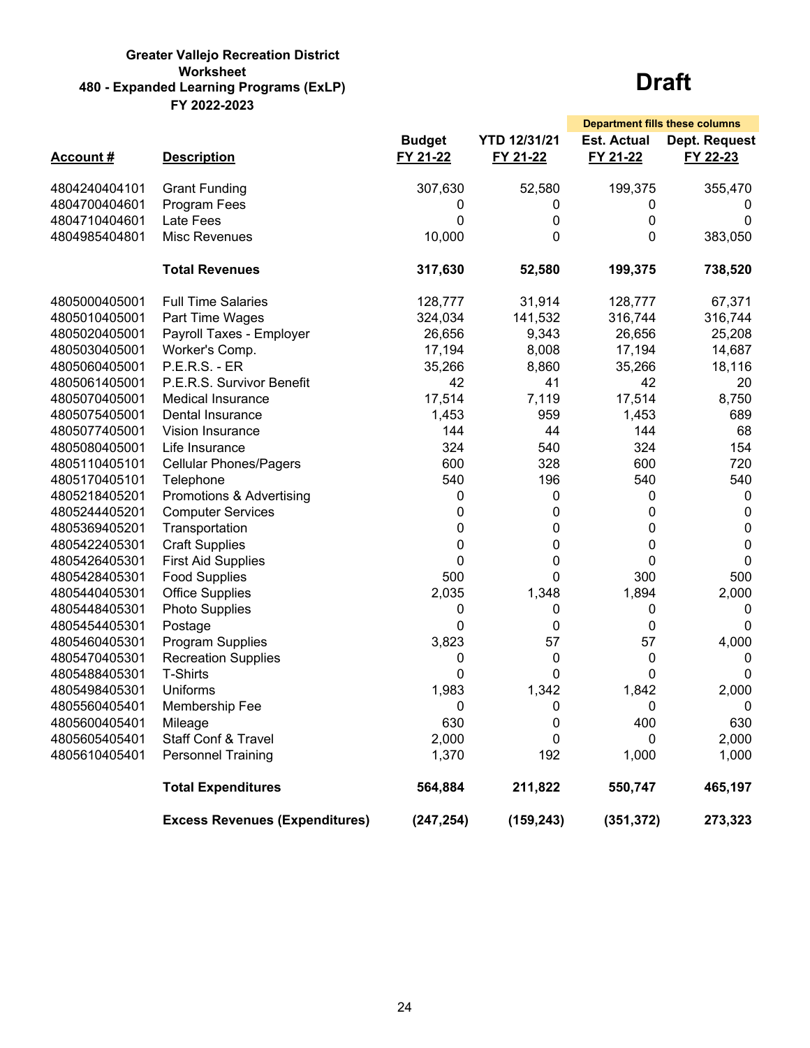**Greater Vallejo Recreation District**
**Worksheet**
**480 - Expanded Learning Programs (ExLP)**
**FY 2022-2023**

# Draft

| Account # | Description | Budget FY 21-22 | YTD 12/31/21 FY 21-22 | Est. Actual FY 21-22 (Department fills these columns) | Dept. Request FY 22-23 (Department fills these columns) |
|---|---|---|---|---|---|
| 4804240404101 | Grant Funding | 307,630 | 52,580 | 199,375 | 355,470 |
| 4804700404601 | Program Fees | 0 | 0 | 0 | 0 |
| 4804710404601 | Late Fees | 0 | 0 | 0 | 0 |
| 4804985404801 | Misc Revenues | 10,000 | 0 | 0 | 383,050 |
| | **Total Revenues** | **317,630** | **52,580** | **199,375** | **738,520** |
| 4805000405001 | Full Time Salaries | 128,777 | 31,914 | 128,777 | 67,371 |
| 4805010405001 | Part Time Wages | 324,034 | 141,532 | 316,744 | 316,744 |
| 4805020405001 | Payroll Taxes - Employer | 26,656 | 9,343 | 26,656 | 25,208 |
| 4805030405001 | Worker's Comp. | 17,194 | 8,008 | 17,194 | 14,687 |
| 4805060405001 | P.E.R.S. - ER | 35,266 | 8,860 | 35,266 | 18,116 |
| 4805061405001 | P.E.R.S. Survivor Benefit | 42 | 41 | 42 | 20 |
| 4805070405001 | Medical Insurance | 17,514 | 7,119 | 17,514 | 8,750 |
| 4805075405001 | Dental Insurance | 1,453 | 959 | 1,453 | 689 |
| 4805077405001 | Vision Insurance | 144 | 44 | 144 | 68 |
| 4805080405001 | Life Insurance | 324 | 540 | 324 | 154 |
| 4805110405101 | Cellular Phones/Pagers | 600 | 328 | 600 | 720 |
| 4805170405101 | Telephone | 540 | 196 | 540 | 540 |
| 4805218405201 | Promotions & Advertising | 0 | 0 | 0 | 0 |
| 4805244405201 | Computer Services | 0 | 0 | 0 | 0 |
| 4805369405201 | Transportation | 0 | 0 | 0 | 0 |
| 4805422405301 | Craft Supplies | 0 | 0 | 0 | 0 |
| 4805426405301 | First Aid Supplies | 0 | 0 | 0 | 0 |
| 4805428405301 | Food Supplies | 500 | 0 | 300 | 500 |
| 4805440405301 | Office Supplies | 2,035 | 1,348 | 1,894 | 2,000 |
| 4805448405301 | Photo Supplies | 0 | 0 | 0 | 0 |
| 4805454405301 | Postage | 0 | 0 | 0 | 0 |
| 4805460405301 | Program Supplies | 3,823 | 57 | 57 | 4,000 |
| 4805470405301 | Recreation Supplies | 0 | 0 | 0 | 0 |
| 4805488405301 | T-Shirts | 0 | 0 | 0 | 0 |
| 4805498405301 | Uniforms | 1,983 | 1,342 | 1,842 | 2,000 |
| 4805560405401 | Membership Fee | 0 | 0 | 0 | 0 |
| 4805600405401 | Mileage | 630 | 0 | 400 | 630 |
| 4805605405401 | Staff Conf & Travel | 2,000 | 0 | 0 | 2,000 |
| 4805610405401 | Personnel Training | 1,370 | 192 | 1,000 | 1,000 |
| | **Total Expenditures** | **564,884** | **211,822** | **550,747** | **465,197** |
| | **Excess Revenues (Expenditures)** | **(247,254)** | **(159,243)** | **(351,372)** | **273,323** |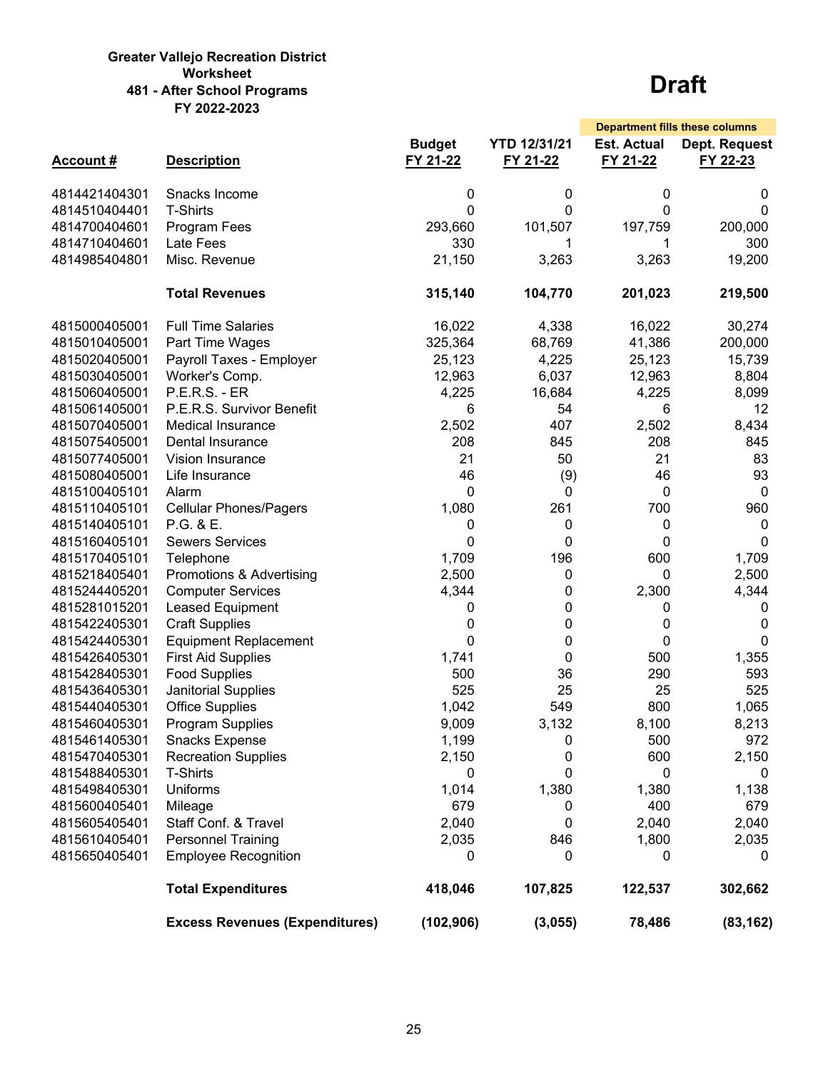**Greater Vallejo Recreation District**
**Worksheet**
**481 - After School Programs**
**FY 2022-2023**

# Draft

| Account # | Description | Budget FY 21-22 | YTD 12/31/21 FY 21-22 | Est. Actual FY 21-22 | Dept. Request FY 22-23 |
|---|---|---|---|---|---|
| | | | | Department fills these columns | |
| 4814421404301 | Snacks Income | 0 | 0 | 0 | 0 |
| 4814510404401 | T-Shirts | 0 | 0 | 0 | 0 |
| 4814700404601 | Program Fees | 293,660 | 101,507 | 197,759 | 200,000 |
| 4814710404601 | Late Fees | 330 | 1 | 1 | 300 |
| 4814985404801 | Misc. Revenue | 21,150 | 3,263 | 3,263 | 19,200 |
| | **Total Revenues** | **315,140** | **104,770** | **201,023** | **219,500** |
| 4815000405001 | Full Time Salaries | 16,022 | 4,338 | 16,022 | 30,274 |
| 4815010405001 | Part Time Wages | 325,364 | 68,769 | 41,386 | 200,000 |
| 4815020405001 | Payroll Taxes - Employer | 25,123 | 4,225 | 25,123 | 15,739 |
| 4815030405001 | Worker's Comp. | 12,963 | 6,037 | 12,963 | 8,804 |
| 4815060405001 | P.E.R.S. - ER | 4,225 | 16,684 | 4,225 | 8,099 |
| 4815061405001 | P.E.R.S. Survivor Benefit | 6 | 54 | 6 | 12 |
| 4815070405001 | Medical Insurance | 2,502 | 407 | 2,502 | 8,434 |
| 4815075405001 | Dental Insurance | 208 | 845 | 208 | 845 |
| 4815077405001 | Vision Insurance | 21 | 50 | 21 | 83 |
| 4815080405001 | Life Insurance | 46 | (9) | 46 | 93 |
| 4815100405101 | Alarm | 0 | 0 | 0 | 0 |
| 4815110405101 | Cellular Phones/Pagers | 1,080 | 261 | 700 | 960 |
| 4815140405101 | P.G. & E. | 0 | 0 | 0 | 0 |
| 4815160405101 | Sewers Services | 0 | 0 | 0 | 0 |
| 4815170405101 | Telephone | 1,709 | 196 | 600 | 1,709 |
| 4815218405401 | Promotions & Advertising | 2,500 | 0 | 0 | 2,500 |
| 4815244405201 | Computer Services | 4,344 | 0 | 2,300 | 4,344 |
| 4815281015201 | Leased Equipment | 0 | 0 | 0 | 0 |
| 4815422405301 | Craft Supplies | 0 | 0 | 0 | 0 |
| 4815424405301 | Equipment Replacement | 0 | 0 | 0 | 0 |
| 4815426405301 | First Aid Supplies | 1,741 | 0 | 500 | 1,355 |
| 4815428405301 | Food Supplies | 500 | 36 | 290 | 593 |
| 4815436405301 | Janitorial Supplies | 525 | 25 | 25 | 525 |
| 4815440405301 | Office Supplies | 1,042 | 549 | 800 | 1,065 |
| 4815460405301 | Program Supplies | 9,009 | 3,132 | 8,100 | 8,213 |
| 4815461405301 | Snacks Expense | 1,199 | 0 | 500 | 972 |
| 4815470405301 | Recreation Supplies | 2,150 | 0 | 600 | 2,150 |
| 4815488405301 | T-Shirts | 0 | 0 | 0 | 0 |
| 4815498405301 | Uniforms | 1,014 | 1,380 | 1,380 | 1,138 |
| 4815600405401 | Mileage | 679 | 0 | 400 | 679 |
| 4815605405401 | Staff Conf. & Travel | 2,040 | 0 | 2,040 | 2,040 |
| 4815610405401 | Personnel Training | 2,035 | 846 | 1,800 | 2,035 |
| 4815650405401 | Employee Recognition | 0 | 0 | 0 | 0 |
| | **Total Expenditures** | **418,046** | **107,825** | **122,537** | **302,662** |
| | **Excess Revenues (Expenditures)** | **(102,906)** | **(3,055)** | **78,486** | **(83,162)** |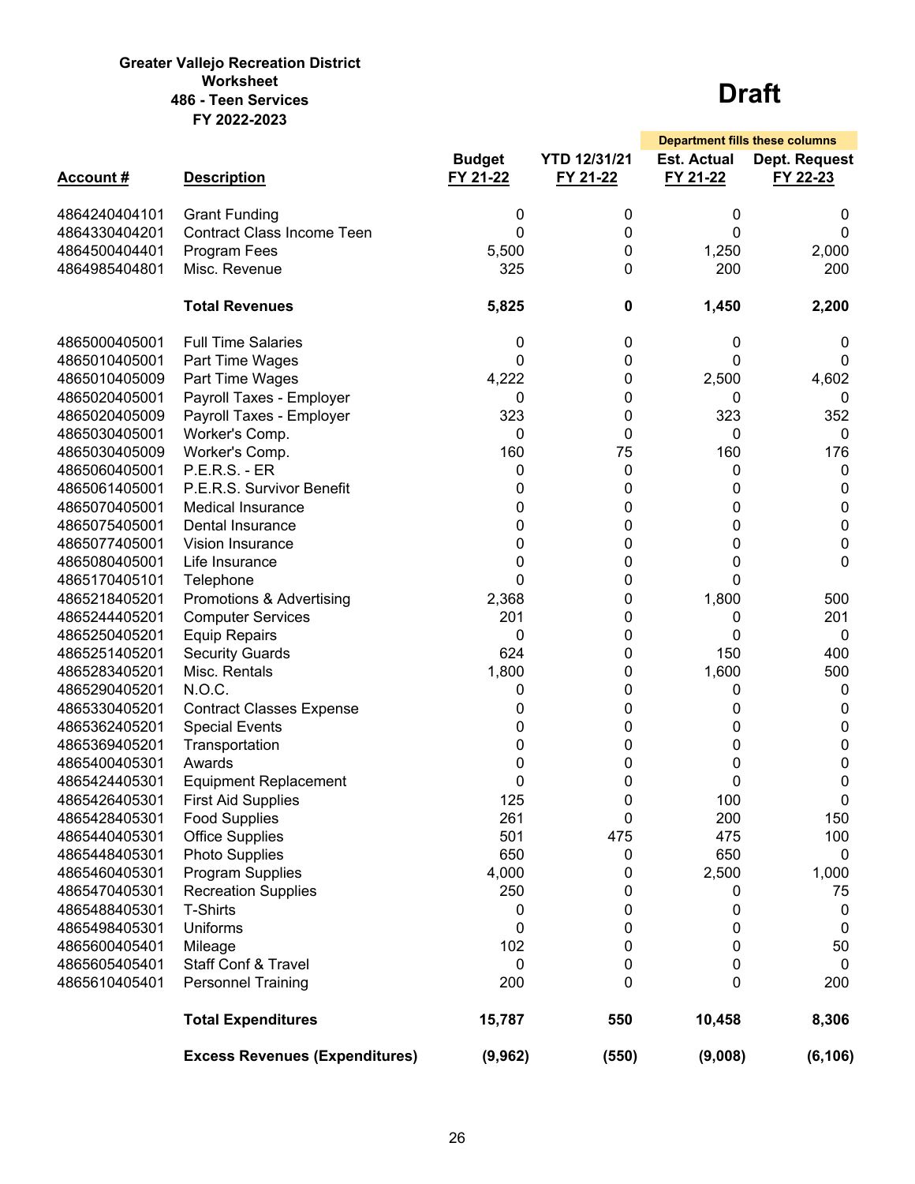**Greater Vallejo Recreation District**
**Worksheet**
**486 - Teen Services**
**FY 2022-2023**

# Draft

| Account # | Description | Budget FY 21-22 | YTD 12/31/21 FY 21-22 | Est. Actual FY 21-22 | Dept. Request FY 22-23 |
|---|---|---|---|---|---|
| | | | | Department fills these columns | |
| 4864240404101 | Grant Funding | 0 | 0 | 0 | 0 |
| 4864330404201 | Contract Class Income Teen | 0 | 0 | 0 | 0 |
| 4864500404401 | Program Fees | 5,500 | 0 | 1,250 | 2,000 |
| 4864985404801 | Misc. Revenue | 325 | 0 | 200 | 200 |
| | **Total Revenues** | **5,825** | **0** | **1,450** | **2,200** |
| 4865000405001 | Full Time Salaries | 0 | 0 | 0 | 0 |
| 4865010405001 | Part Time Wages | 0 | 0 | 0 | 0 |
| 4865010405009 | Part Time Wages | 4,222 | 0 | 2,500 | 4,602 |
| 4865020405001 | Payroll Taxes - Employer | 0 | 0 | 0 | 0 |
| 4865020405009 | Payroll Taxes - Employer | 323 | 0 | 323 | 352 |
| 4865030405001 | Worker's Comp. | 0 | 0 | 0 | 0 |
| 4865030405009 | Worker's Comp. | 160 | 75 | 160 | 176 |
| 4865060405001 | P.E.R.S. - ER | 0 | 0 | 0 | 0 |
| 4865061405001 | P.E.R.S. Survivor Benefit | 0 | 0 | 0 | 0 |
| 4865070405001 | Medical Insurance | 0 | 0 | 0 | 0 |
| 4865075405001 | Dental Insurance | 0 | 0 | 0 | 0 |
| 4865077405001 | Vision Insurance | 0 | 0 | 0 | 0 |
| 4865080405001 | Life Insurance | 0 | 0 | 0 | 0 |
| 4865170405101 | Telephone | 0 | 0 | 0 | |
| 4865218405201 | Promotions & Advertising | 2,368 | 0 | 1,800 | 500 |
| 4865244405201 | Computer Services | 201 | 0 | 0 | 201 |
| 4865250405201 | Equip Repairs | 0 | 0 | 0 | 0 |
| 4865251405201 | Security Guards | 624 | 0 | 150 | 400 |
| 4865283405201 | Misc. Rentals | 1,800 | 0 | 1,600 | 500 |
| 4865290405201 | N.O.C. | 0 | 0 | 0 | 0 |
| 4865330405201 | Contract Classes Expense | 0 | 0 | 0 | 0 |
| 4865362405201 | Special Events | 0 | 0 | 0 | 0 |
| 4865369405201 | Transportation | 0 | 0 | 0 | 0 |
| 4865400405301 | Awards | 0 | 0 | 0 | 0 |
| 4865424405301 | Equipment Replacement | 0 | 0 | 0 | 0 |
| 4865426405301 | First Aid Supplies | 125 | 0 | 100 | 0 |
| 4865428405301 | Food Supplies | 261 | 0 | 200 | 150 |
| 4865440405301 | Office Supplies | 501 | 475 | 475 | 100 |
| 4865448405301 | Photo Supplies | 650 | 0 | 650 | 0 |
| 4865460405301 | Program Supplies | 4,000 | 0 | 2,500 | 1,000 |
| 4865470405301 | Recreation Supplies | 250 | 0 | 0 | 75 |
| 4865488405301 | T-Shirts | 0 | 0 | 0 | 0 |
| 4865498405301 | Uniforms | 0 | 0 | 0 | 0 |
| 4865600405401 | Mileage | 102 | 0 | 0 | 50 |
| 4865605405401 | Staff Conf & Travel | 0 | 0 | 0 | 0 |
| 4865610405401 | Personnel Training | 200 | 0 | 0 | 200 |
| | **Total Expenditures** | **15,787** | **550** | **10,458** | **8,306** |
| | **Excess Revenues (Expenditures)** | **(9,962)** | **(550)** | **(9,008)** | **(6,106)** |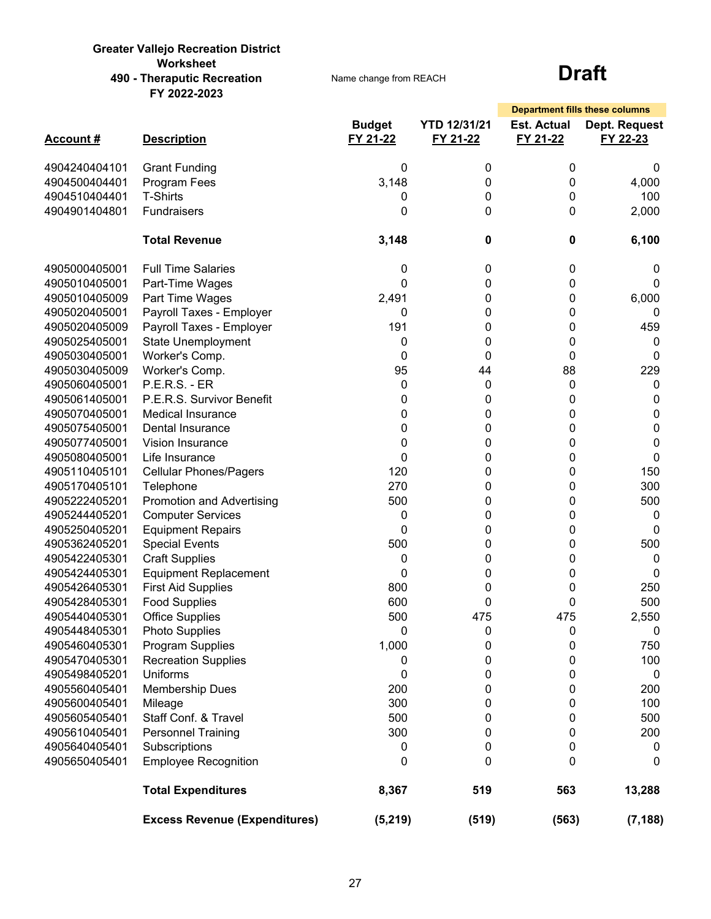**Greater Vallejo Recreation District**
**Worksheet**
**490 - Theraputic Recreation**
**FY 2022-2023**

Name change from REACH

# Draft

| Account # | Description | Budget FY 21-22 | YTD 12/31/21 FY 21-22 | Est. Actual FY 21-22 | Dept. Request FY 22-23 |
|---|---|---|---|---|---|
| | | | | Department fills these columns | |
| 4904240404101 | Grant Funding | 0 | 0 | 0 | 0 |
| 4904500404401 | Program Fees | 3,148 | 0 | 0 | 4,000 |
| 4904510404401 | T-Shirts | 0 | 0 | 0 | 100 |
| 4904901404801 | Fundraisers | 0 | 0 | 0 | 2,000 |
| | **Total Revenue** | **3,148** | **0** | **0** | **6,100** |
| 4905000405001 | Full Time Salaries | 0 | 0 | 0 | 0 |
| 4905010405001 | Part-Time Wages | 0 | 0 | 0 | 0 |
| 4905010405009 | Part Time Wages | 2,491 | 0 | 0 | 6,000 |
| 4905020405001 | Payroll Taxes - Employer | 0 | 0 | 0 | 0 |
| 4905020405009 | Payroll Taxes - Employer | 191 | 0 | 0 | 459 |
| 4905025405001 | State Unemployment | 0 | 0 | 0 | 0 |
| 4905030405001 | Worker's Comp. | 0 | 0 | 0 | 0 |
| 4905030405009 | Worker's Comp. | 95 | 44 | 88 | 229 |
| 4905060405001 | P.E.R.S. - ER | 0 | 0 | 0 | 0 |
| 4905061405001 | P.E.R.S. Survivor Benefit | 0 | 0 | 0 | 0 |
| 4905070405001 | Medical Insurance | 0 | 0 | 0 | 0 |
| 4905075405001 | Dental Insurance | 0 | 0 | 0 | 0 |
| 4905077405001 | Vision Insurance | 0 | 0 | 0 | 0 |
| 4905080405001 | Life Insurance | 0 | 0 | 0 | 0 |
| 4905110405101 | Cellular Phones/Pagers | 120 | 0 | 0 | 150 |
| 4905170405101 | Telephone | 270 | 0 | 0 | 300 |
| 4905222405201 | Promotion and Advertising | 500 | 0 | 0 | 500 |
| 4905244405201 | Computer Services | 0 | 0 | 0 | 0 |
| 4905250405201 | Equipment Repairs | 0 | 0 | 0 | 0 |
| 4905362405201 | Special Events | 500 | 0 | 0 | 500 |
| 4905422405301 | Craft Supplies | 0 | 0 | 0 | 0 |
| 4905424405301 | Equipment Replacement | 0 | 0 | 0 | 0 |
| 4905426405301 | First Aid Supplies | 800 | 0 | 0 | 250 |
| 4905428405301 | Food Supplies | 600 | 0 | 0 | 500 |
| 4905440405301 | Office Supplies | 500 | 475 | 475 | 2,550 |
| 4905448405301 | Photo Supplies | 0 | 0 | 0 | 0 |
| 4905460405301 | Program Supplies | 1,000 | 0 | 0 | 750 |
| 4905470405301 | Recreation Supplies | 0 | 0 | 0 | 100 |
| 4905498405201 | Uniforms | 0 | 0 | 0 | 0 |
| 4905560405401 | Membership Dues | 200 | 0 | 0 | 200 |
| 4905600405401 | Mileage | 300 | 0 | 0 | 100 |
| 4905605405401 | Staff Conf. & Travel | 500 | 0 | 0 | 500 |
| 4905610405401 | Personnel Training | 300 | 0 | 0 | 200 |
| 4905640405401 | Subscriptions | 0 | 0 | 0 | 0 |
| 4905650405401 | Employee Recognition | 0 | 0 | 0 | 0 |
| | **Total Expenditures** | **8,367** | **519** | **563** | **13,288** |
| | **Excess Revenue (Expenditures)** | **(5,219)** | **(519)** | **(563)** | **(7,188)** |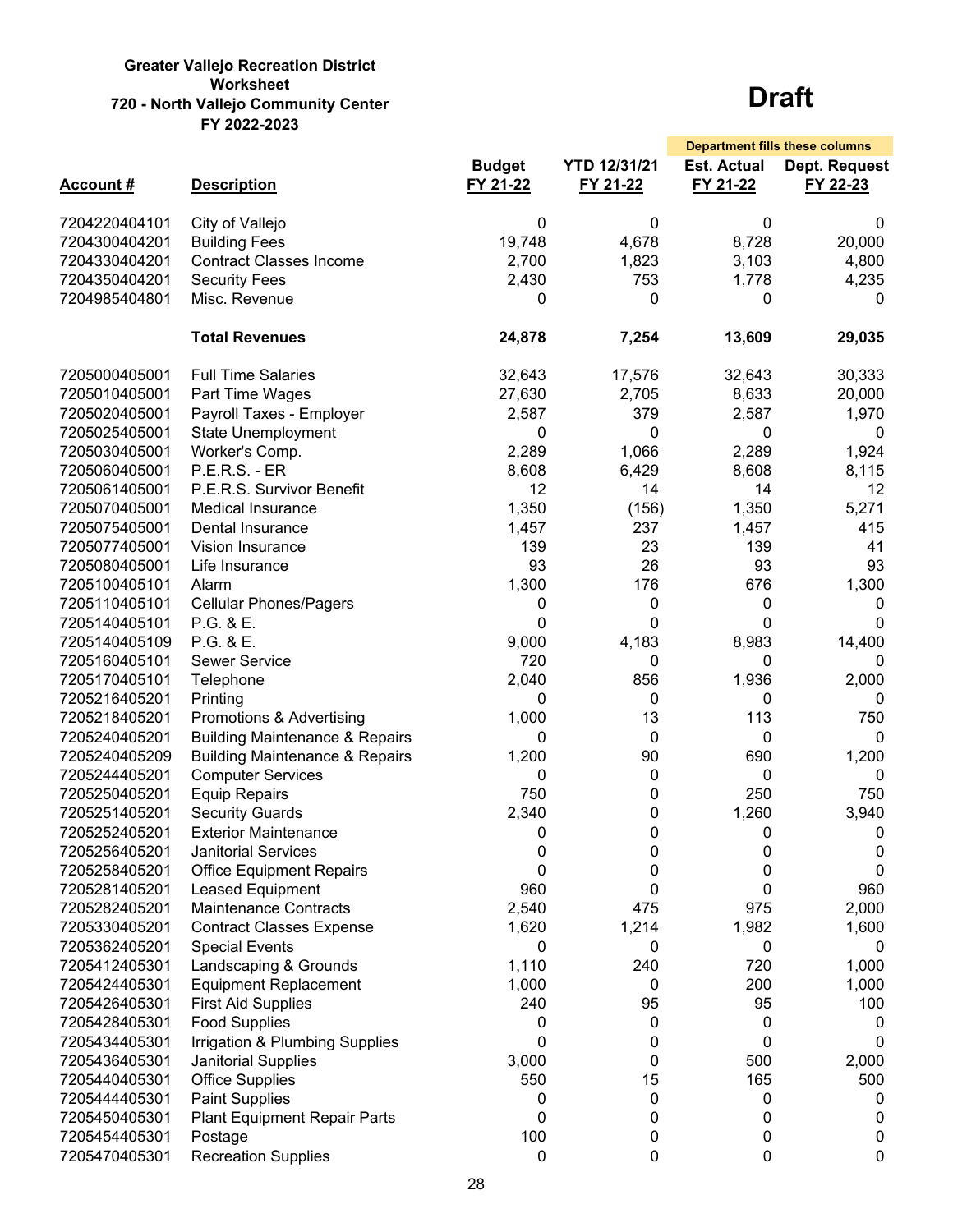**Greater Vallejo Recreation District**
**Worksheet**
**720 - North Vallejo Community Center**
**FY 2022-2023**

# Draft

| Account # | Description | Budget FY 21-22 | YTD 12/31/21 FY 21-22 | Est. Actual FY 21-22 | Dept. Request FY 22-23 |
|---|---|---|---|---|---|
| | | | | *Department fills these columns* | |
| 7204220404101 | City of Vallejo | 0 | 0 | 0 | 0 |
| 7204300404201 | Building Fees | 19,748 | 4,678 | 8,728 | 20,000 |
| 7204330404201 | Contract Classes Income | 2,700 | 1,823 | 3,103 | 4,800 |
| 7204350404201 | Security Fees | 2,430 | 753 | 1,778 | 4,235 |
| 7204985404801 | Misc. Revenue | 0 | 0 | 0 | 0 |
| | **Total Revenues** | **24,878** | **7,254** | **13,609** | **29,035** |
| 7205000405001 | Full Time Salaries | 32,643 | 17,576 | 32,643 | 30,333 |
| 7205010405001 | Part Time Wages | 27,630 | 2,705 | 8,633 | 20,000 |
| 7205020405001 | Payroll Taxes - Employer | 2,587 | 379 | 2,587 | 1,970 |
| 7205025405001 | State Unemployment | 0 | 0 | 0 | 0 |
| 7205030405001 | Worker's Comp. | 2,289 | 1,066 | 2,289 | 1,924 |
| 7205060405001 | P.E.R.S. - ER | 8,608 | 6,429 | 8,608 | 8,115 |
| 7205061405001 | P.E.R.S. Survivor Benefit | 12 | 14 | 14 | 12 |
| 7205070405001 | Medical Insurance | 1,350 | (156) | 1,350 | 5,271 |
| 7205075405001 | Dental Insurance | 1,457 | 237 | 1,457 | 415 |
| 7205077405001 | Vision Insurance | 139 | 23 | 139 | 41 |
| 7205080405001 | Life Insurance | 93 | 26 | 93 | 93 |
| 7205100405101 | Alarm | 1,300 | 176 | 676 | 1,300 |
| 7205110405101 | Cellular Phones/Pagers | 0 | 0 | 0 | 0 |
| 7205140405101 | P.G. & E. | 0 | 0 | 0 | 0 |
| 7205140405109 | P.G. & E. | 9,000 | 4,183 | 8,983 | 14,400 |
| 7205160405101 | Sewer Service | 720 | 0 | 0 | 0 |
| 7205170405101 | Telephone | 2,040 | 856 | 1,936 | 2,000 |
| 7205216405201 | Printing | 0 | 0 | 0 | 0 |
| 7205218405201 | Promotions & Advertising | 1,000 | 13 | 113 | 750 |
| 7205240405201 | Building Maintenance & Repairs | 0 | 0 | 0 | 0 |
| 7205240405209 | Building Maintenance & Repairs | 1,200 | 90 | 690 | 1,200 |
| 7205244405201 | Computer Services | 0 | 0 | 0 | 0 |
| 7205250405201 | Equip Repairs | 750 | 0 | 250 | 750 |
| 7205251405201 | Security Guards | 2,340 | 0 | 1,260 | 3,940 |
| 7205252405201 | Exterior Maintenance | 0 | 0 | 0 | 0 |
| 7205256405201 | Janitorial Services | 0 | 0 | 0 | 0 |
| 7205258405201 | Office Equipment Repairs | 0 | 0 | 0 | 0 |
| 7205281405201 | Leased Equipment | 960 | 0 | 0 | 960 |
| 7205282405201 | Maintenance Contracts | 2,540 | 475 | 975 | 2,000 |
| 7205330405201 | Contract Classes Expense | 1,620 | 1,214 | 1,982 | 1,600 |
| 7205362405201 | Special Events | 0 | 0 | 0 | 0 |
| 7205412405301 | Landscaping & Grounds | 1,110 | 240 | 720 | 1,000 |
| 7205424405301 | Equipment Replacement | 1,000 | 0 | 200 | 1,000 |
| 7205426405301 | First Aid Supplies | 240 | 95 | 95 | 100 |
| 7205428405301 | Food Supplies | 0 | 0 | 0 | 0 |
| 7205434405301 | Irrigation & Plumbing Supplies | 0 | 0 | 0 | 0 |
| 7205436405301 | Janitorial Supplies | 3,000 | 0 | 500 | 2,000 |
| 7205440405301 | Office Supplies | 550 | 15 | 165 | 500 |
| 7205444405301 | Paint Supplies | 0 | 0 | 0 | 0 |
| 7205450405301 | Plant Equipment Repair Parts | 0 | 0 | 0 | 0 |
| 7205454405301 | Postage | 100 | 0 | 0 | 0 |
| 7205470405301 | Recreation Supplies | 0 | 0 | 0 | 0 |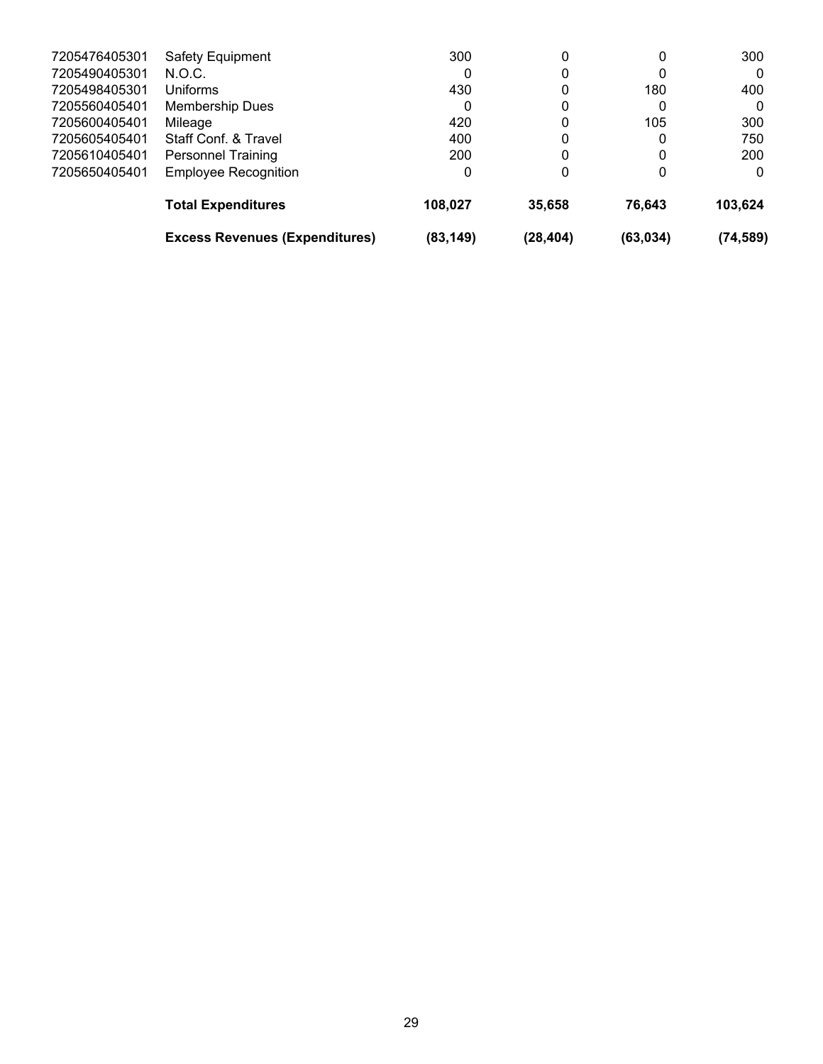| | | | | | |
|---|---|---|---|---|---|
| 7205476405301 | Safety Equipment | 300 | 0 | 0 | 300 |
| 7205490405301 | N.O.C. | 0 | 0 | 0 | 0 |
| 7205498405301 | Uniforms | 430 | 0 | 180 | 400 |
| 7205560405401 | Membership Dues | 0 | 0 | 0 | 0 |
| 7205600405401 | Mileage | 420 | 0 | 105 | 300 |
| 7205605405401 | Staff Conf. & Travel | 400 | 0 | 0 | 750 |
| 7205610405401 | Personnel Training | 200 | 0 | 0 | 200 |
| 7205650405401 | Employee Recognition | 0 | 0 | 0 | 0 |
| | **Total Expenditures** | **108,027** | **35,658** | **76,643** | **103,624** |
| | **Excess Revenues (Expenditures)** | **(83,149)** | **(28,404)** | **(63,034)** | **(74,589)** |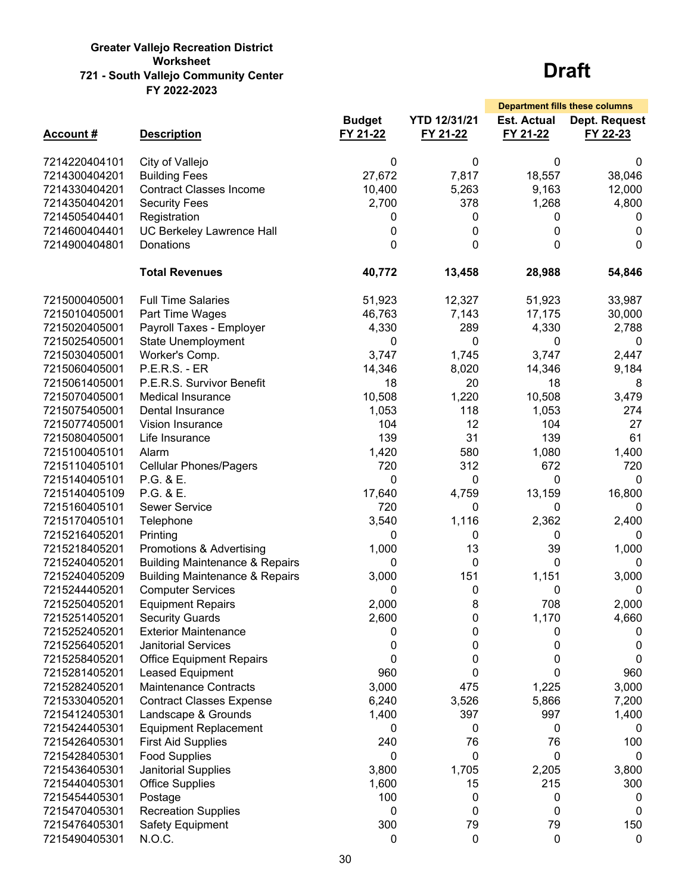**Greater Vallejo Recreation District**
**Worksheet**
**721 - South Vallejo Community Center**
**FY 2022-2023**

# Draft

| Account # | Description | Budget FY 21-22 | YTD 12/31/21 FY 21-22 | Est. Actual FY 21-22 | Dept. Request FY 22-23 |
|---|---|---|---|---|---|
| | | | | *Department fills these columns* | |
| 7214220404101 | City of Vallejo | 0 | 0 | 0 | 0 |
| 7214300404201 | Building Fees | 27,672 | 7,817 | 18,557 | 38,046 |
| 7214330404201 | Contract Classes Income | 10,400 | 5,263 | 9,163 | 12,000 |
| 7214350404201 | Security Fees | 2,700 | 378 | 1,268 | 4,800 |
| 7214505404401 | Registration | 0 | 0 | 0 | 0 |
| 7214600404401 | UC Berkeley Lawrence Hall | 0 | 0 | 0 | 0 |
| 7214900404801 | Donations | 0 | 0 | 0 | 0 |
| | **Total Revenues** | **40,772** | **13,458** | **28,988** | **54,846** |
| 7215000405001 | Full Time Salaries | 51,923 | 12,327 | 51,923 | 33,987 |
| 7215010405001 | Part Time Wages | 46,763 | 7,143 | 17,175 | 30,000 |
| 7215020405001 | Payroll Taxes - Employer | 4,330 | 289 | 4,330 | 2,788 |
| 7215025405001 | State Unemployment | 0 | 0 | 0 | 0 |
| 7215030405001 | Worker's Comp. | 3,747 | 1,745 | 3,747 | 2,447 |
| 7215060405001 | P.E.R.S. - ER | 14,346 | 8,020 | 14,346 | 9,184 |
| 7215061405001 | P.E.R.S. Survivor Benefit | 18 | 20 | 18 | 8 |
| 7215070405001 | Medical Insurance | 10,508 | 1,220 | 10,508 | 3,479 |
| 7215075405001 | Dental Insurance | 1,053 | 118 | 1,053 | 274 |
| 7215077405001 | Vision Insurance | 104 | 12 | 104 | 27 |
| 7215080405001 | Life Insurance | 139 | 31 | 139 | 61 |
| 7215100405101 | Alarm | 1,420 | 580 | 1,080 | 1,400 |
| 7215110405101 | Cellular Phones/Pagers | 720 | 312 | 672 | 720 |
| 7215140405101 | P.G. & E. | 0 | 0 | 0 | 0 |
| 7215140405109 | P.G. & E. | 17,640 | 4,759 | 13,159 | 16,800 |
| 7215160405101 | Sewer Service | 720 | 0 | 0 | 0 |
| 7215170405101 | Telephone | 3,540 | 1,116 | 2,362 | 2,400 |
| 7215216405201 | Printing | 0 | 0 | 0 | 0 |
| 7215218405201 | Promotions & Advertising | 1,000 | 13 | 39 | 1,000 |
| 7215240405201 | Building Maintenance & Repairs | 0 | 0 | 0 | 0 |
| 7215240405209 | Building Maintenance & Repairs | 3,000 | 151 | 1,151 | 3,000 |
| 7215244405201 | Computer Services | 0 | 0 | 0 | 0 |
| 7215250405201 | Equipment Repairs | 2,000 | 8 | 708 | 2,000 |
| 7215251405201 | Security Guards | 2,600 | 0 | 1,170 | 4,660 |
| 7215252405201 | Exterior Maintenance | 0 | 0 | 0 | 0 |
| 7215256405201 | Janitorial Services | 0 | 0 | 0 | 0 |
| 7215258405201 | Office Equipment Repairs | 0 | 0 | 0 | 0 |
| 7215281405201 | Leased Equipment | 960 | 0 | 0 | 960 |
| 7215282405201 | Maintenance Contracts | 3,000 | 475 | 1,225 | 3,000 |
| 7215330405201 | Contract Classes Expense | 6,240 | 3,526 | 5,866 | 7,200 |
| 7215412405301 | Landscape & Grounds | 1,400 | 397 | 997 | 1,400 |
| 7215424405301 | Equipment Replacement | 0 | 0 | 0 | 0 |
| 7215426405301 | First Aid Supplies | 240 | 76 | 76 | 100 |
| 7215428405301 | Food Supplies | 0 | 0 | 0 | 0 |
| 7215436405301 | Janitorial Supplies | 3,800 | 1,705 | 2,205 | 3,800 |
| 7215440405301 | Office Supplies | 1,600 | 15 | 215 | 300 |
| 7215454405301 | Postage | 100 | 0 | 0 | 0 |
| 7215470405301 | Recreation Supplies | 0 | 0 | 0 | 0 |
| 7215476405301 | Safety Equipment | 300 | 79 | 79 | 150 |
| 7215490405301 | N.O.C. | 0 | 0 | 0 | 0 |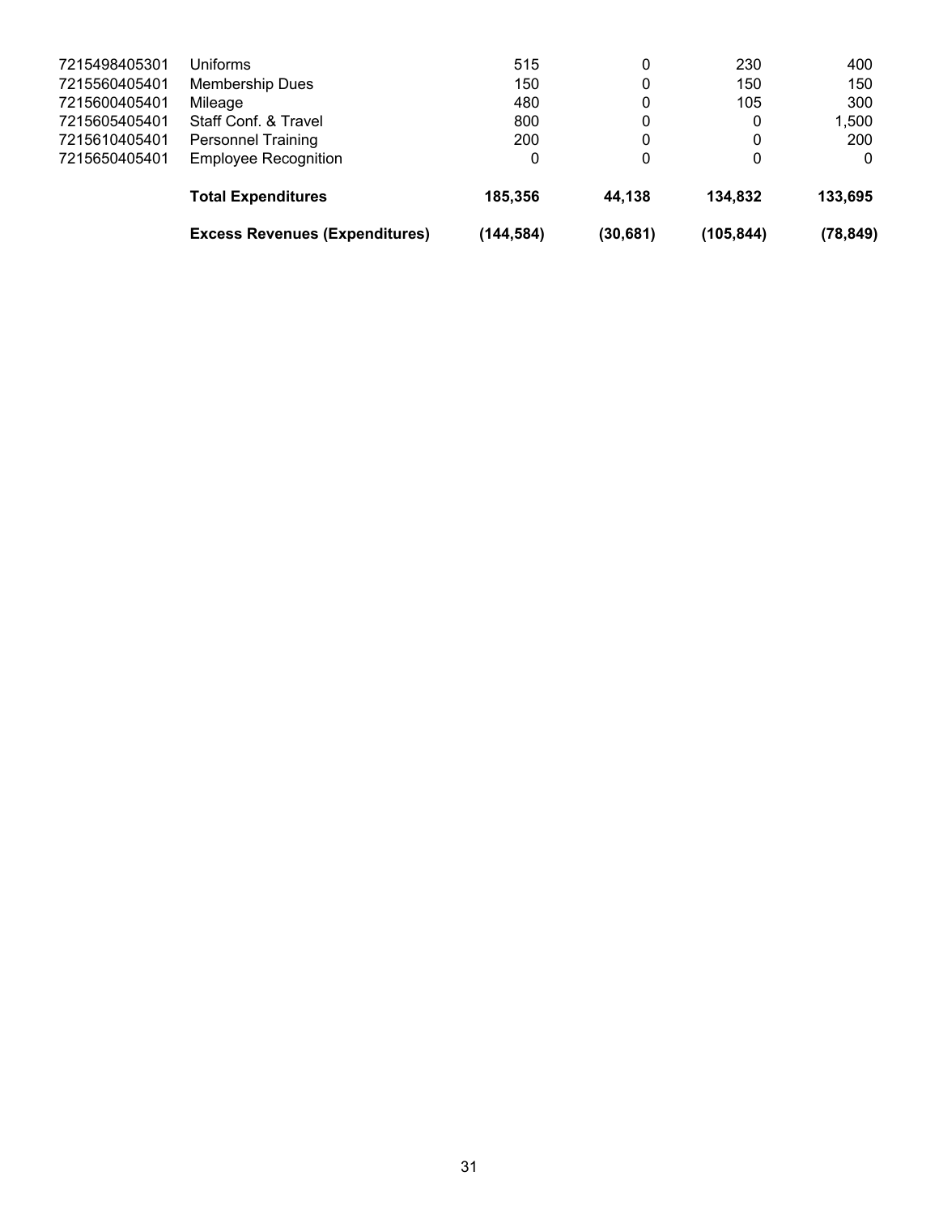| | | | | | |
|---|---|---|---|---|---|
| 7215498405301 | Uniforms | 515 | 0 | 230 | 400 |
| 7215560405401 | Membership Dues | 150 | 0 | 150 | 150 |
| 7215600405401 | Mileage | 480 | 0 | 105 | 300 |
| 7215605405401 | Staff Conf. & Travel | 800 | 0 | 0 | 1,500 |
| 7215610405401 | Personnel Training | 200 | 0 | 0 | 200 |
| 7215650405401 | Employee Recognition | 0 | 0 | 0 | 0 |
| | **Total Expenditures** | **185,356** | **44,138** | **134,832** | **133,695** |
| | **Excess Revenues (Expenditures)** | **(144,584)** | **(30,681)** | **(105,844)** | **(78,849)** |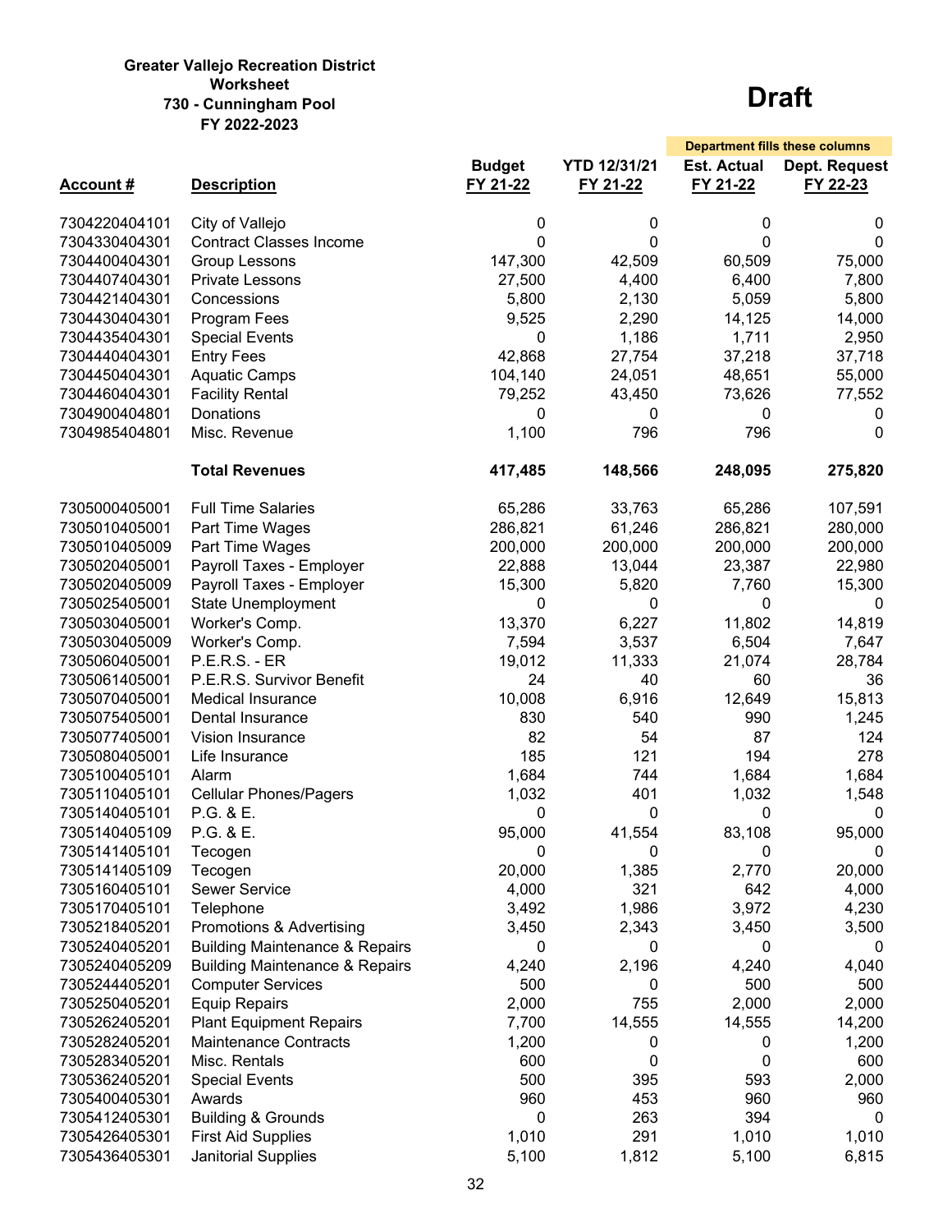**Greater Vallejo Recreation District**
**Worksheet**
**730 - Cunningham Pool**
**FY 2022-2023**

# Draft

| Account # | Description | Budget FY 21-22 | YTD 12/31/21 FY 21-22 | Est. Actual FY 21-22 | Dept. Request FY 22-23 |
|---|---|---|---|---|---|
| | | | | Department fills these columns | |
| 7304220404101 | City of Vallejo | 0 | 0 | 0 | 0 |
| 7304330404301 | Contract Classes Income | 0 | 0 | 0 | 0 |
| 7304400404301 | Group Lessons | 147,300 | 42,509 | 60,509 | 75,000 |
| 7304407404301 | Private Lessons | 27,500 | 4,400 | 6,400 | 7,800 |
| 7304421404301 | Concessions | 5,800 | 2,130 | 5,059 | 5,800 |
| 7304430404301 | Program Fees | 9,525 | 2,290 | 14,125 | 14,000 |
| 7304435404301 | Special Events | 0 | 1,186 | 1,711 | 2,950 |
| 7304440404301 | Entry Fees | 42,868 | 27,754 | 37,218 | 37,718 |
| 7304450404301 | Aquatic Camps | 104,140 | 24,051 | 48,651 | 55,000 |
| 7304460404301 | Facility Rental | 79,252 | 43,450 | 73,626 | 77,552 |
| 7304900404801 | Donations | 0 | 0 | 0 | 0 |
| 7304985404801 | Misc. Revenue | 1,100 | 796 | 796 | 0 |
| | **Total Revenues** | **417,485** | **148,566** | **248,095** | **275,820** |
| 7305000405001 | Full Time Salaries | 65,286 | 33,763 | 65,286 | 107,591 |
| 7305010405001 | Part Time Wages | 286,821 | 61,246 | 286,821 | 280,000 |
| 7305010405009 | Part Time Wages | 200,000 | 200,000 | 200,000 | 200,000 |
| 7305020405001 | Payroll Taxes - Employer | 22,888 | 13,044 | 23,387 | 22,980 |
| 7305020405009 | Payroll Taxes - Employer | 15,300 | 5,820 | 7,760 | 15,300 |
| 7305025405001 | State Unemployment | 0 | 0 | 0 | 0 |
| 7305030405001 | Worker's Comp. | 13,370 | 6,227 | 11,802 | 14,819 |
| 7305030405009 | Worker's Comp. | 7,594 | 3,537 | 6,504 | 7,647 |
| 7305060405001 | P.E.R.S. - ER | 19,012 | 11,333 | 21,074 | 28,784 |
| 7305061405001 | P.E.R.S. Survivor Benefit | 24 | 40 | 60 | 36 |
| 7305070405001 | Medical Insurance | 10,008 | 6,916 | 12,649 | 15,813 |
| 7305075405001 | Dental Insurance | 830 | 540 | 990 | 1,245 |
| 7305077405001 | Vision Insurance | 82 | 54 | 87 | 124 |
| 7305080405001 | Life Insurance | 185 | 121 | 194 | 278 |
| 7305100405101 | Alarm | 1,684 | 744 | 1,684 | 1,684 |
| 7305110405101 | Cellular Phones/Pagers | 1,032 | 401 | 1,032 | 1,548 |
| 7305140405101 | P.G. & E. | 0 | 0 | 0 | 0 |
| 7305140405109 | P.G. & E. | 95,000 | 41,554 | 83,108 | 95,000 |
| 7305141405101 | Tecogen | 0 | 0 | 0 | 0 |
| 7305141405109 | Tecogen | 20,000 | 1,385 | 2,770 | 20,000 |
| 7305160405101 | Sewer Service | 4,000 | 321 | 642 | 4,000 |
| 7305170405101 | Telephone | 3,492 | 1,986 | 3,972 | 4,230 |
| 7305218405201 | Promotions & Advertising | 3,450 | 2,343 | 3,450 | 3,500 |
| 7305240405201 | Building Maintenance & Repairs | 0 | 0 | 0 | 0 |
| 7305240405209 | Building Maintenance & Repairs | 4,240 | 2,196 | 4,240 | 4,040 |
| 7305244405201 | Computer Services | 500 | 0 | 500 | 500 |
| 7305250405201 | Equip Repairs | 2,000 | 755 | 2,000 | 2,000 |
| 7305262405201 | Plant Equipment Repairs | 7,700 | 14,555 | 14,555 | 14,200 |
| 7305282405201 | Maintenance Contracts | 1,200 | 0 | 0 | 1,200 |
| 7305283405201 | Misc. Rentals | 600 | 0 | 0 | 600 |
| 7305362405201 | Special Events | 500 | 395 | 593 | 2,000 |
| 7305400405301 | Awards | 960 | 453 | 960 | 960 |
| 7305412405301 | Building & Grounds | 0 | 263 | 394 | 0 |
| 7305426405301 | First Aid Supplies | 1,010 | 291 | 1,010 | 1,010 |
| 7305436405301 | Janitorial Supplies | 5,100 | 1,812 | 5,100 | 6,815 |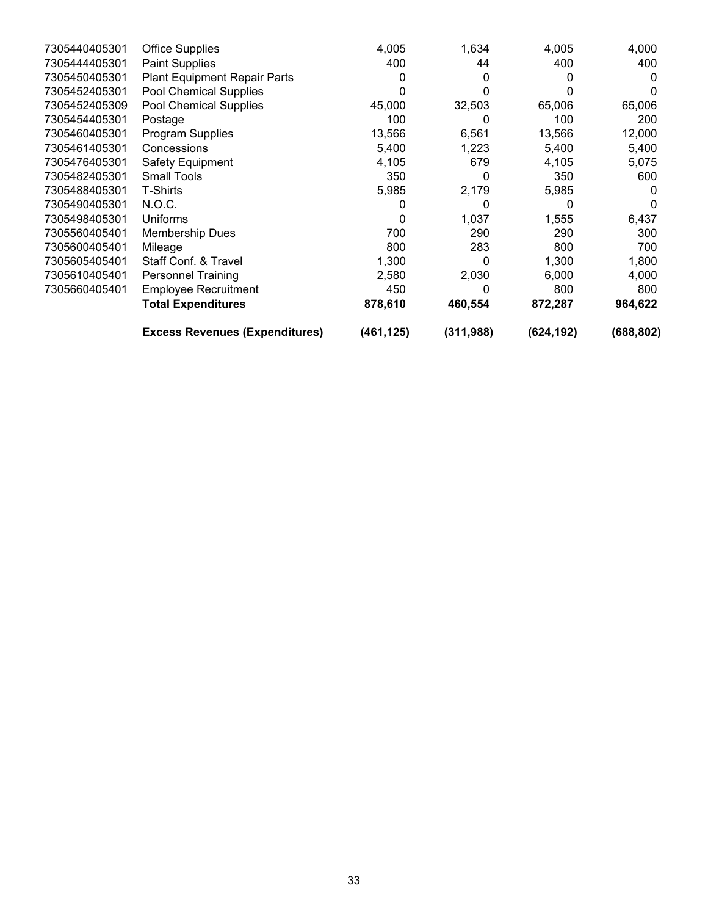| | | | | | |
|---|---|---|---|---|---|
| 7305440405301 | Office Supplies | 4,005 | 1,634 | 4,005 | 4,000 |
| 7305444405301 | Paint Supplies | 400 | 44 | 400 | 400 |
| 7305450405301 | Plant Equipment Repair Parts | 0 | 0 | 0 | 0 |
| 7305452405301 | Pool Chemical Supplies | 0 | 0 | 0 | 0 |
| 7305452405309 | Pool Chemical Supplies | 45,000 | 32,503 | 65,006 | 65,006 |
| 7305454405301 | Postage | 100 | 0 | 100 | 200 |
| 7305460405301 | Program Supplies | 13,566 | 6,561 | 13,566 | 12,000 |
| 7305461405301 | Concessions | 5,400 | 1,223 | 5,400 | 5,400 |
| 7305476405301 | Safety Equipment | 4,105 | 679 | 4,105 | 5,075 |
| 7305482405301 | Small Tools | 350 | 0 | 350 | 600 |
| 7305488405301 | T-Shirts | 5,985 | 2,179 | 5,985 | 0 |
| 7305490405301 | N.O.C. | 0 | 0 | 0 | 0 |
| 7305498405301 | Uniforms | 0 | 1,037 | 1,555 | 6,437 |
| 7305560405401 | Membership Dues | 700 | 290 | 290 | 300 |
| 7305600405401 | Mileage | 800 | 283 | 800 | 700 |
| 7305605405401 | Staff Conf. & Travel | 1,300 | 0 | 1,300 | 1,800 |
| 7305610405401 | Personnel Training | 2,580 | 2,030 | 6,000 | 4,000 |
| 7305660405401 | Employee Recruitment | 450 | 0 | 800 | 800 |
| | **Total Expenditures** | **878,610** | **460,554** | **872,287** | **964,622** |
| | **Excess Revenues (Expenditures)** | **(461,125)** | **(311,988)** | **(624,192)** | **(688,802)** |